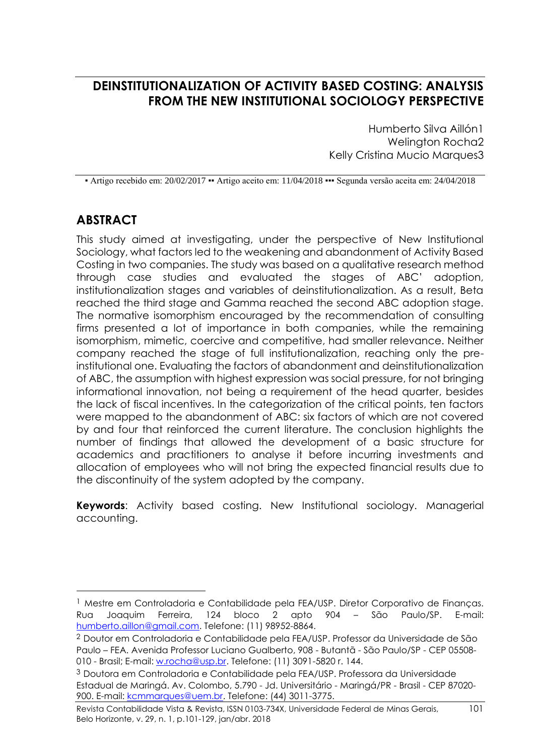# DEINSTITUTIONALIZATION OF ACTIVITY BASED COSTING: ANALYSIS FROM THE NEW INSTITUTIONAL SOCIOLOGY PERSPECTIVE

Humberto Silva Aillón[1]
Welington Rocha[2]
Kelly Cristina Mucio Marques[3]

▪ Artigo recebido em: 20/02/2017 ▪▪ Artigo aceito em: 11/04/2018 ▪▪▪ Segunda versão aceita em: 24/04/2018

## ABSTRACT

This study aimed at investigating, under the perspective of New Institutional Sociology, what factors led to the weakening and abandonment of Activity Based Costing in two companies. The study was based on a qualitative research method through case studies and evaluated the stages of ABC' adoption, institutionalization stages and variables of deinstitutionalization. As a result, Beta reached the third stage and Gamma reached the second ABC adoption stage. The normative isomorphism encouraged by the recommendation of consulting firms presented a lot of importance in both companies, while the remaining isomorphism, mimetic, coercive and competitive, had smaller relevance. Neither company reached the stage of full institutionalization, reaching only the pre-institutional one. Evaluating the factors of abandonment and deinstitutionalization of ABC, the assumption with highest expression was social pressure, for not bringing informational innovation, not being a requirement of the head quarter, besides the lack of fiscal incentives. In the categorization of the critical points, ten factors were mapped to the abandonment of ABC: six factors of which are not covered by and four that reinforced the current literature. The conclusion highlights the number of findings that allowed the development of a basic structure for academics and practitioners to analyse it before incurring investments and allocation of employees who will not bring the expected financial results due to the discontinuity of the system adopted by the company.

**Keywords**: Activity based costing. New Institutional sociology. Managerial accounting.

---

[1] Mestre em Controladoria e Contabilidade pela FEA/USP. Diretor Corporativo de Finanças. Rua Joaquim Ferreira, 124 bloco 2 apto 904 – São Paulo/SP. E-mail: humberto.aillon@gmail.com. Telefone: (11) 98952-8864.

[2] Doutor em Controladoria e Contabilidade pela FEA/USP. Professor da Universidade de São Paulo – FEA. Avenida Professor Luciano Gualberto, 908 - Butantã - São Paulo/SP - CEP 05508-010 - Brasil; E-mail: w.rocha@usp.br. Telefone: (11) 3091-5820 r. 144.

[3] Doutora em Controladoria e Contabilidade pela FEA/USP. Professora da Universidade Estadual de Maringá. Av. Colombo, 5.790 - Jd. Universitário - Maringá/PR - Brasil - CEP 87020-900. E-mail: kcmmarques@uem.br. Telefone: (44) 3011-3775.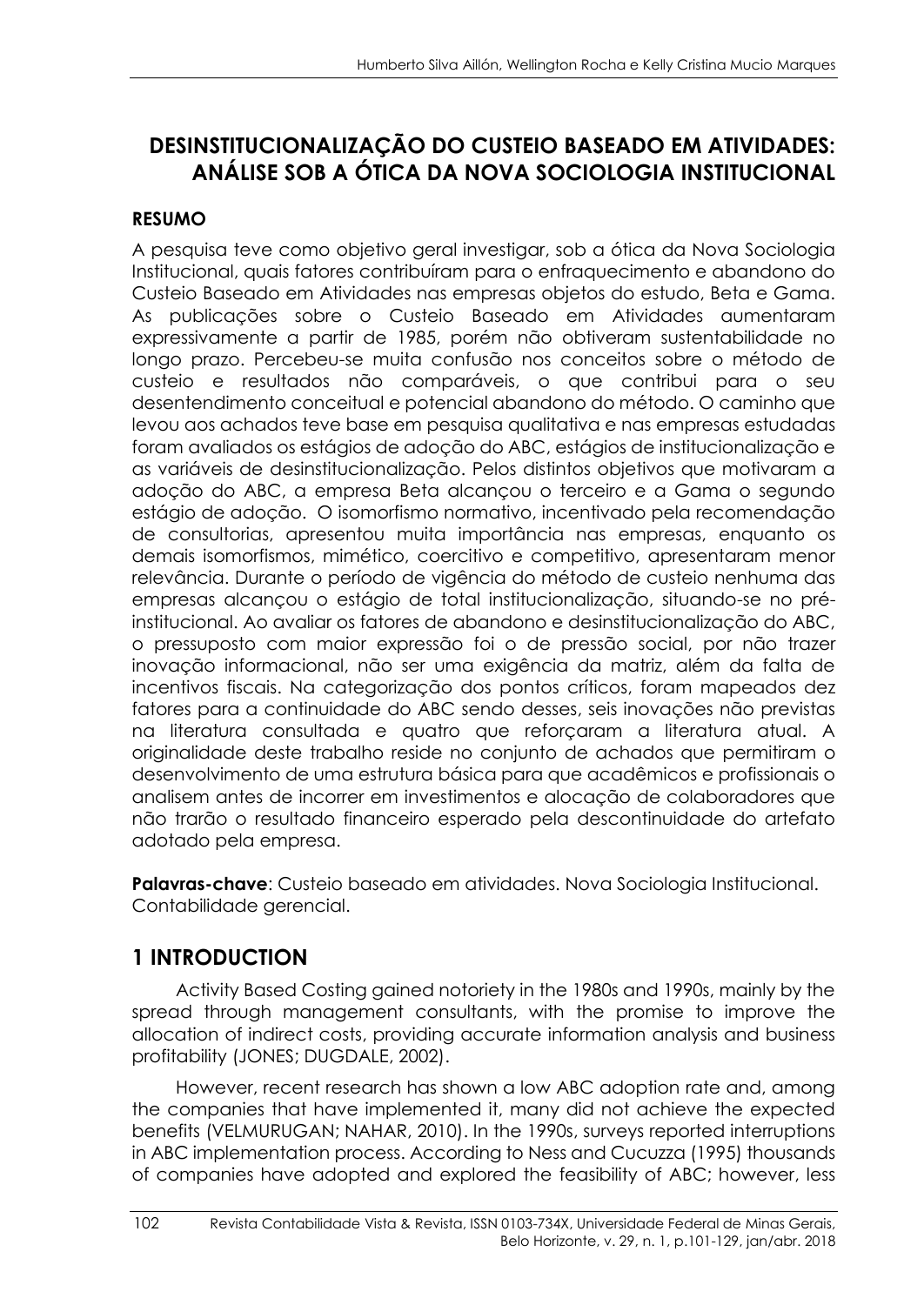# DESINSTITUCIONALIZAÇÃO DO CUSTEIO BASEADO EM ATIVIDADES: ANÁLISE SOB A ÓTICA DA NOVA SOCIOLOGIA INSTITUCIONAL

## RESUMO

A pesquisa teve como objetivo geral investigar, sob a ótica da Nova Sociologia Institucional, quais fatores contribuíram para o enfraquecimento e abandono do Custeio Baseado em Atividades nas empresas objetos do estudo, Beta e Gama. As publicações sobre o Custeio Baseado em Atividades aumentaram expressivamente a partir de 1985, porém não obtiveram sustentabilidade no longo prazo. Percebeu-se muita confusão nos conceitos sobre o método de custeio e resultados não comparáveis, o que contribui para o seu desentendimento conceitual e potencial abandono do método. O caminho que levou aos achados teve base em pesquisa qualitativa e nas empresas estudadas foram avaliados os estágios de adoção do ABC, estágios de institucionalização e as variáveis de desinstitucionalização. Pelos distintos objetivos que motivaram a adoção do ABC, a empresa Beta alcançou o terceiro e a Gama o segundo estágio de adoção. O isomorfismo normativo, incentivado pela recomendação de consultorias, apresentou muita importância nas empresas, enquanto os demais isomorfismos, mimético, coercitivo e competitivo, apresentaram menor relevância. Durante o período de vigência do método de custeio nenhuma das empresas alcançou o estágio de total institucionalização, situando-se no pré-institucional. Ao avaliar os fatores de abandono e desinstitucionalização do ABC, o pressuposto com maior expressão foi o de pressão social, por não trazer inovação informacional, não ser uma exigência da matriz, além da falta de incentivos fiscais. Na categorização dos pontos críticos, foram mapeados dez fatores para a continuidade do ABC sendo desses, seis inovações não previstas na literatura consultada e quatro que reforçaram a literatura atual. A originalidade deste trabalho reside no conjunto de achados que permitiram o desenvolvimento de uma estrutura básica para que acadêmicos e profissionais o analisem antes de incorrer em investimentos e alocação de colaboradores que não trarão o resultado financeiro esperado pela descontinuidade do artefato adotado pela empresa.

**Palavras-chave**: Custeio baseado em atividades. Nova Sociologia Institucional. Contabilidade gerencial.

## 1 INTRODUCTION

Activity Based Costing gained notoriety in the 1980s and 1990s, mainly by the spread through management consultants, with the promise to improve the allocation of indirect costs, providing accurate information analysis and business profitability (JONES; DUGDALE, 2002).

However, recent research has shown a low ABC adoption rate and, among the companies that have implemented it, many did not achieve the expected benefits (VELMURUGAN; NAHAR, 2010). In the 1990s, surveys reported interruptions in ABC implementation process. According to Ness and Cucuzza (1995) thousands of companies have adopted and explored the feasibility of ABC; however, less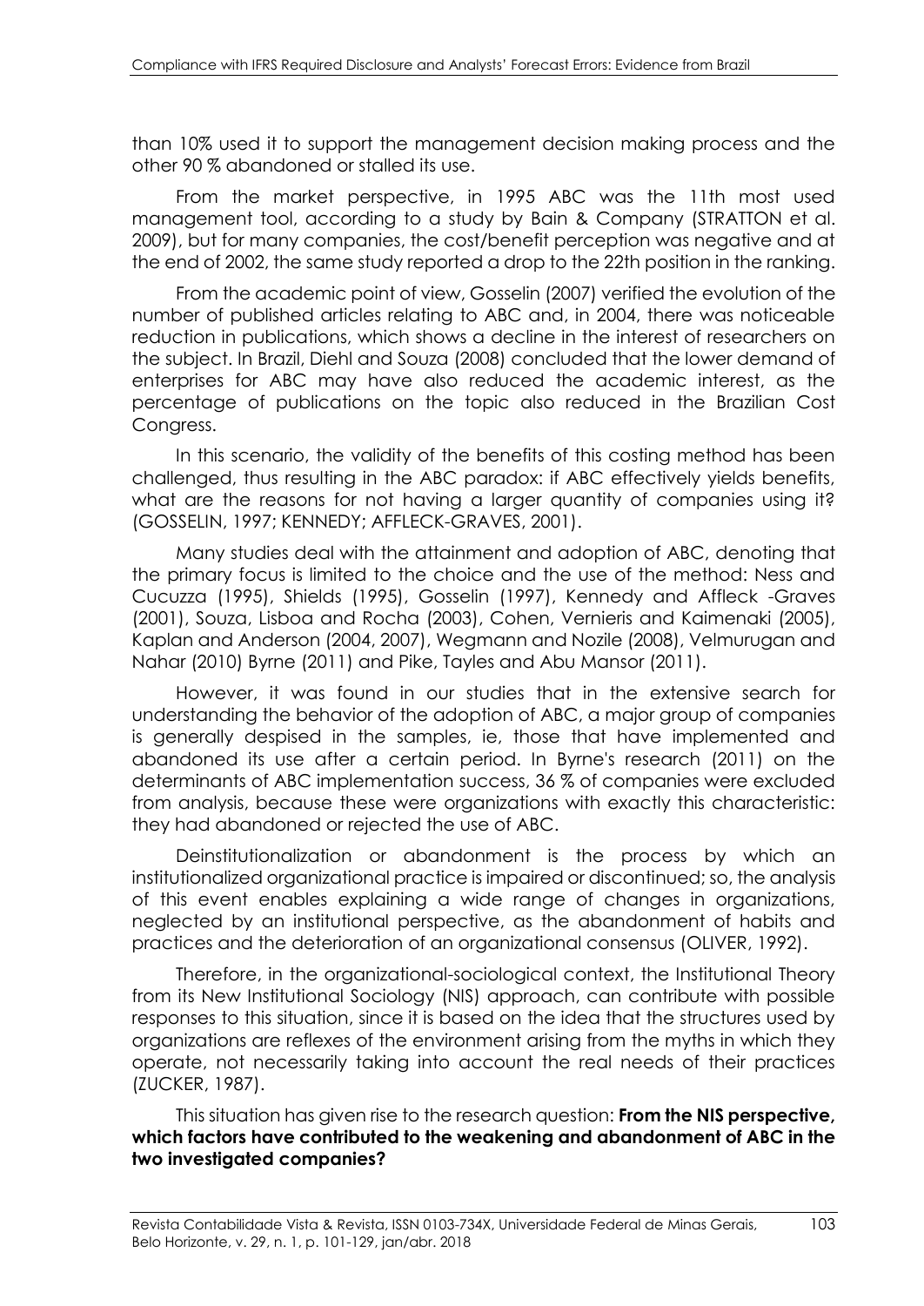than 10% used it to support the management decision making process and the other 90 % abandoned or stalled its use.

From the market perspective, in 1995 ABC was the 11th most used management tool, according to a study by Bain & Company (STRATTON et al. 2009), but for many companies, the cost/benefit perception was negative and at the end of 2002, the same study reported a drop to the 22th position in the ranking.

From the academic point of view, Gosselin (2007) verified the evolution of the number of published articles relating to ABC and, in 2004, there was noticeable reduction in publications, which shows a decline in the interest of researchers on the subject. In Brazil, Diehl and Souza (2008) concluded that the lower demand of enterprises for ABC may have also reduced the academic interest, as the percentage of publications on the topic also reduced in the Brazilian Cost Congress.

In this scenario, the validity of the benefits of this costing method has been challenged, thus resulting in the ABC paradox: if ABC effectively yields benefits, what are the reasons for not having a larger quantity of companies using it? (GOSSELIN, 1997; KENNEDY; AFFLECK-GRAVES, 2001).

Many studies deal with the attainment and adoption of ABC, denoting that the primary focus is limited to the choice and the use of the method: Ness and Cucuzza (1995), Shields (1995), Gosselin (1997), Kennedy and Affleck -Graves (2001), Souza, Lisboa and Rocha (2003), Cohen, Vernieris and Kaimenaki (2005), Kaplan and Anderson (2004, 2007), Wegmann and Nozile (2008), Velmurugan and Nahar (2010) Byrne (2011) and Pike, Tayles and Abu Mansor (2011).

However, it was found in our studies that in the extensive search for understanding the behavior of the adoption of ABC, a major group of companies is generally despised in the samples, ie, those that have implemented and abandoned its use after a certain period. In Byrne's research (2011) on the determinants of ABC implementation success, 36 % of companies were excluded from analysis, because these were organizations with exactly this characteristic: they had abandoned or rejected the use of ABC.

Deinstitutionalization or abandonment is the process by which an institutionalized organizational practice is impaired or discontinued; so, the analysis of this event enables explaining a wide range of changes in organizations, neglected by an institutional perspective, as the abandonment of habits and practices and the deterioration of an organizational consensus (OLIVER, 1992).

Therefore, in the organizational-sociological context, the Institutional Theory from its New Institutional Sociology (NIS) approach, can contribute with possible responses to this situation, since it is based on the idea that the structures used by organizations are reflexes of the environment arising from the myths in which they operate, not necessarily taking into account the real needs of their practices (ZUCKER, 1987).

This situation has given rise to the research question: **From the NIS perspective, which factors have contributed to the weakening and abandonment of ABC in the two investigated companies?**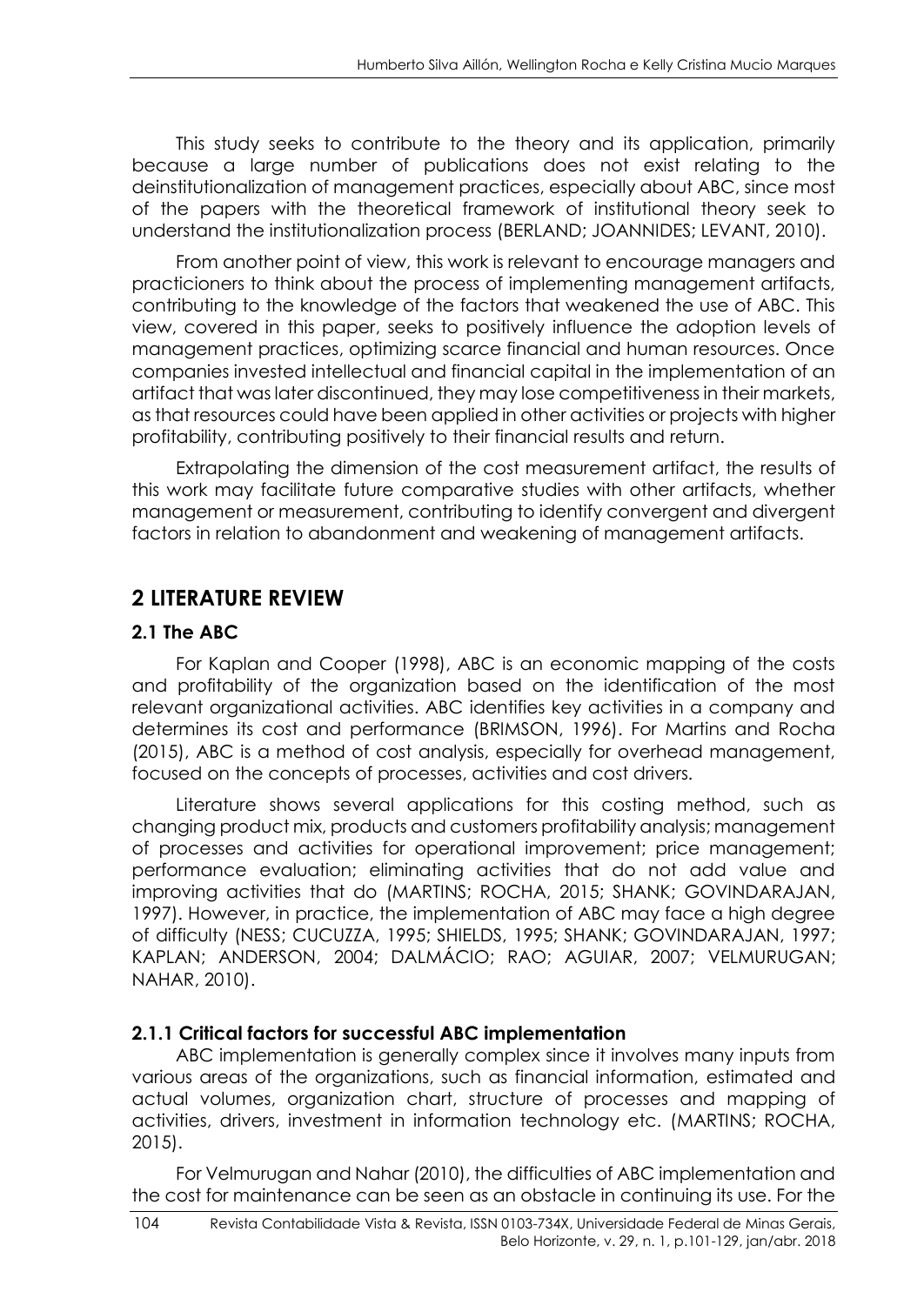This study seeks to contribute to the theory and its application, primarily because a large number of publications does not exist relating to the deinstitutionalization of management practices, especially about ABC, since most of the papers with the theoretical framework of institutional theory seek to understand the institutionalization process (BERLAND; JOANNIDES; LEVANT, 2010).

From another point of view, this work is relevant to encourage managers and practicioners to think about the process of implementing management artifacts, contributing to the knowledge of the factors that weakened the use of ABC. This view, covered in this paper, seeks to positively influence the adoption levels of management practices, optimizing scarce financial and human resources. Once companies invested intellectual and financial capital in the implementation of an artifact that was later discontinued, they may lose competitiveness in their markets, as that resources could have been applied in other activities or projects with higher profitability, contributing positively to their financial results and return.

Extrapolating the dimension of the cost measurement artifact, the results of this work may facilitate future comparative studies with other artifacts, whether management or measurement, contributing to identify convergent and divergent factors in relation to abandonment and weakening of management artifacts.

## 2 LITERATURE REVIEW

### 2.1 The ABC

For Kaplan and Cooper (1998), ABC is an economic mapping of the costs and profitability of the organization based on the identification of the most relevant organizational activities. ABC identifies key activities in a company and determines its cost and performance (BRIMSON, 1996). For Martins and Rocha (2015), ABC is a method of cost analysis, especially for overhead management, focused on the concepts of processes, activities and cost drivers.

Literature shows several applications for this costing method, such as changing product mix, products and customers profitability analysis; management of processes and activities for operational improvement; price management; performance evaluation; eliminating activities that do not add value and improving activities that do (MARTINS; ROCHA, 2015; SHANK; GOVINDARAJAN, 1997). However, in practice, the implementation of ABC may face a high degree of difficulty (NESS; CUCUZZA, 1995; SHIELDS, 1995; SHANK; GOVINDARAJAN, 1997; KAPLAN; ANDERSON, 2004; DALMÁCIO; RAO; AGUIAR, 2007; VELMURUGAN; NAHAR, 2010).

#### 2.1.1 Critical factors for successful ABC implementation

ABC implementation is generally complex since it involves many inputs from various areas of the organizations, such as financial information, estimated and actual volumes, organization chart, structure of processes and mapping of activities, drivers, investment in information technology etc. (MARTINS; ROCHA, 2015).

For Velmurugan and Nahar (2010), the difficulties of ABC implementation and the cost for maintenance can be seen as an obstacle in continuing its use. For the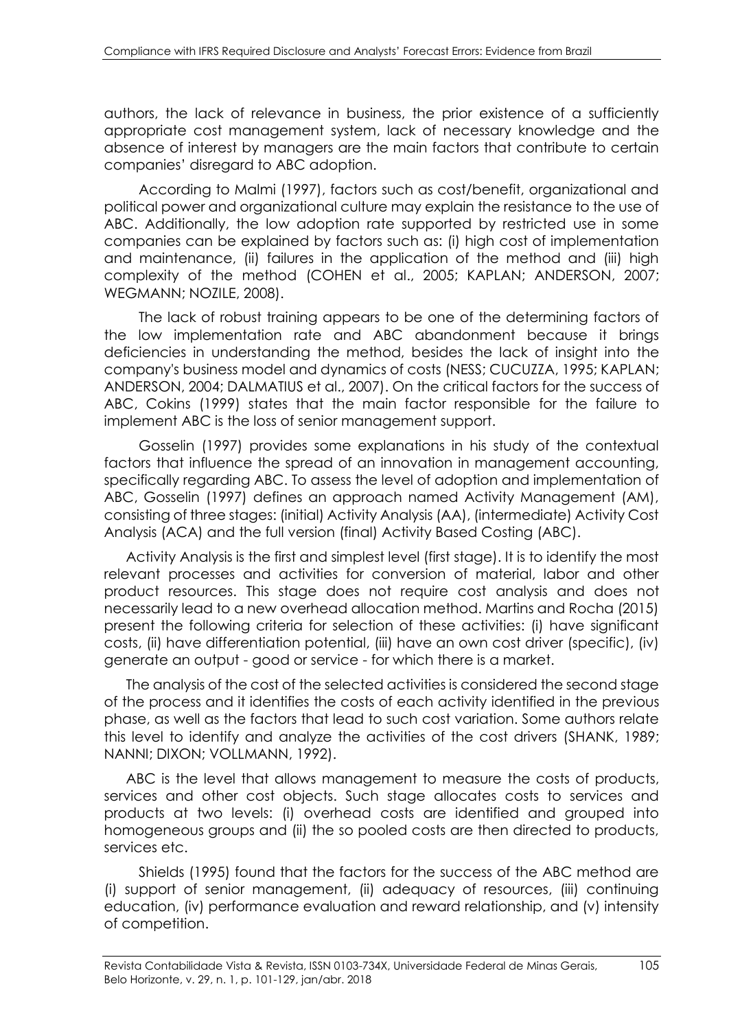authors, the lack of relevance in business, the prior existence of a sufficiently appropriate cost management system, lack of necessary knowledge and the absence of interest by managers are the main factors that contribute to certain companies' disregard to ABC adoption.

According to Malmi (1997), factors such as cost/benefit, organizational and political power and organizational culture may explain the resistance to the use of ABC. Additionally, the low adoption rate supported by restricted use in some companies can be explained by factors such as: (i) high cost of implementation and maintenance, (ii) failures in the application of the method and (iii) high complexity of the method (COHEN et al., 2005; KAPLAN; ANDERSON, 2007; WEGMANN; NOZILE, 2008).

The lack of robust training appears to be one of the determining factors of the low implementation rate and ABC abandonment because it brings deficiencies in understanding the method, besides the lack of insight into the company's business model and dynamics of costs (NESS; CUCUZZA, 1995; KAPLAN; ANDERSON, 2004; DALMATIUS et al., 2007). On the critical factors for the success of ABC, Cokins (1999) states that the main factor responsible for the failure to implement ABC is the loss of senior management support.

Gosselin (1997) provides some explanations in his study of the contextual factors that influence the spread of an innovation in management accounting, specifically regarding ABC. To assess the level of adoption and implementation of ABC, Gosselin (1997) defines an approach named Activity Management (AM), consisting of three stages: (initial) Activity Analysis (AA), (intermediate) Activity Cost Analysis (ACA) and the full version (final) Activity Based Costing (ABC).

Activity Analysis is the first and simplest level (first stage). It is to identify the most relevant processes and activities for conversion of material, labor and other product resources. This stage does not require cost analysis and does not necessarily lead to a new overhead allocation method. Martins and Rocha (2015) present the following criteria for selection of these activities: (i) have significant costs, (ii) have differentiation potential, (iii) have an own cost driver (specific), (iv) generate an output - good or service - for which there is a market.

The analysis of the cost of the selected activities is considered the second stage of the process and it identifies the costs of each activity identified in the previous phase, as well as the factors that lead to such cost variation. Some authors relate this level to identify and analyze the activities of the cost drivers (SHANK, 1989; NANNI; DIXON; VOLLMANN, 1992).

ABC is the level that allows management to measure the costs of products, services and other cost objects. Such stage allocates costs to services and products at two levels: (i) overhead costs are identified and grouped into homogeneous groups and (ii) the so pooled costs are then directed to products, services etc.

Shields (1995) found that the factors for the success of the ABC method are (i) support of senior management, (ii) adequacy of resources, (iii) continuing education, (iv) performance evaluation and reward relationship, and (v) intensity of competition.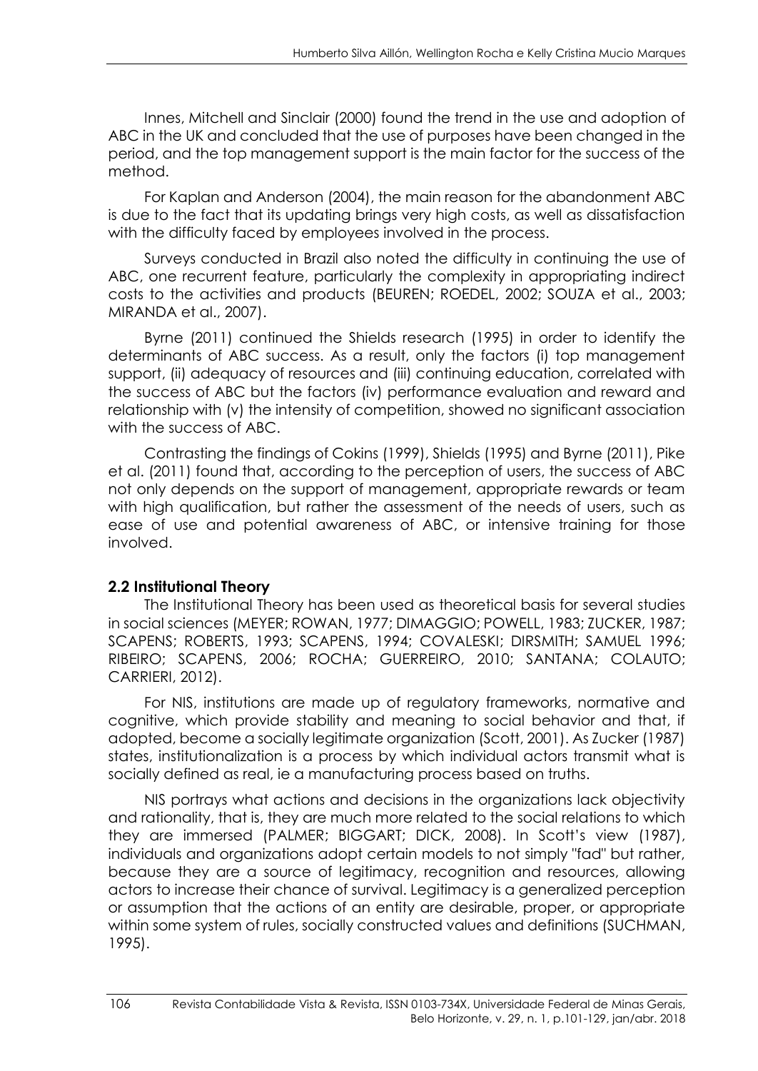Innes, Mitchell and Sinclair (2000) found the trend in the use and adoption of ABC in the UK and concluded that the use of purposes have been changed in the period, and the top management support is the main factor for the success of the method.

For Kaplan and Anderson (2004), the main reason for the abandonment ABC is due to the fact that its updating brings very high costs, as well as dissatisfaction with the difficulty faced by employees involved in the process.

Surveys conducted in Brazil also noted the difficulty in continuing the use of ABC, one recurrent feature, particularly the complexity in appropriating indirect costs to the activities and products (BEUREN; ROEDEL, 2002; SOUZA et al., 2003; MIRANDA et al., 2007).

Byrne (2011) continued the Shields research (1995) in order to identify the determinants of ABC success. As a result, only the factors (i) top management support, (ii) adequacy of resources and (iii) continuing education, correlated with the success of ABC but the factors (iv) performance evaluation and reward and relationship with (v) the intensity of competition, showed no significant association with the success of ABC.

Contrasting the findings of Cokins (1999), Shields (1995) and Byrne (2011), Pike et al. (2011) found that, according to the perception of users, the success of ABC not only depends on the support of management, appropriate rewards or team with high qualification, but rather the assessment of the needs of users, such as ease of use and potential awareness of ABC, or intensive training for those involved.

## 2.2 Institutional Theory

The Institutional Theory has been used as theoretical basis for several studies in social sciences (MEYER; ROWAN, 1977; DIMAGGIO; POWELL, 1983; ZUCKER, 1987; SCAPENS; ROBERTS, 1993; SCAPENS, 1994; COVALESKI; DIRSMITH; SAMUEL 1996; RIBEIRO; SCAPENS, 2006; ROCHA; GUERREIRO, 2010; SANTANA; COLAUTO; CARRIERI, 2012).

For NIS, institutions are made up of regulatory frameworks, normative and cognitive, which provide stability and meaning to social behavior and that, if adopted, become a socially legitimate organization (Scott, 2001). As Zucker (1987) states, institutionalization is a process by which individual actors transmit what is socially defined as real, ie a manufacturing process based on truths.

NIS portrays what actions and decisions in the organizations lack objectivity and rationality, that is, they are much more related to the social relations to which they are immersed (PALMER; BIGGART; DICK, 2008). In Scott's view (1987), individuals and organizations adopt certain models to not simply "fad" but rather, because they are a source of legitimacy, recognition and resources, allowing actors to increase their chance of survival. Legitimacy is a generalized perception or assumption that the actions of an entity are desirable, proper, or appropriate within some system of rules, socially constructed values and definitions (SUCHMAN, 1995).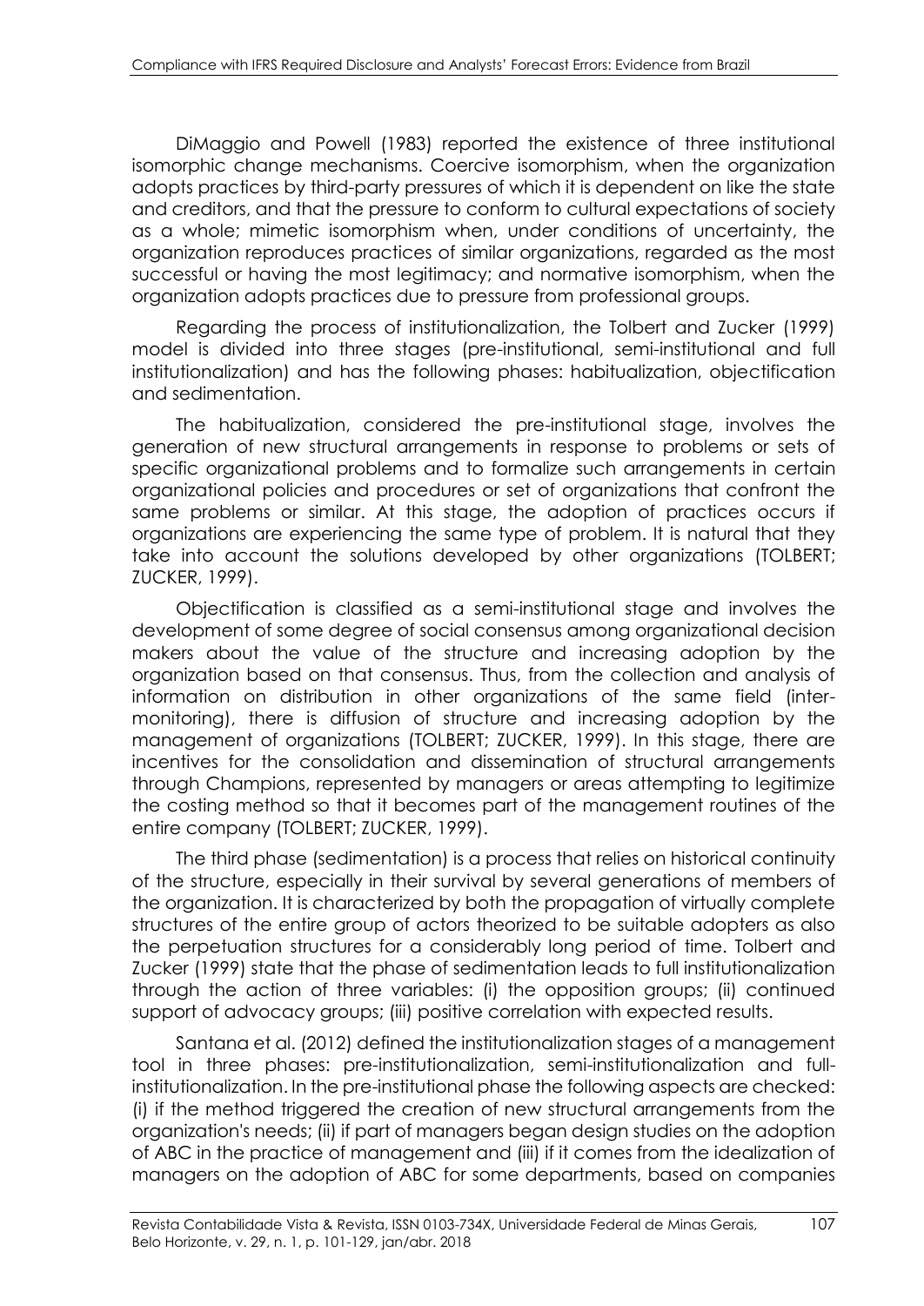DiMaggio and Powell (1983) reported the existence of three institutional isomorphic change mechanisms. Coercive isomorphism, when the organization adopts practices by third-party pressures of which it is dependent on like the state and creditors, and that the pressure to conform to cultural expectations of society as a whole; mimetic isomorphism when, under conditions of uncertainty, the organization reproduces practices of similar organizations, regarded as the most successful or having the most legitimacy; and normative isomorphism, when the organization adopts practices due to pressure from professional groups.

Regarding the process of institutionalization, the Tolbert and Zucker (1999) model is divided into three stages (pre-institutional, semi-institutional and full institutionalization) and has the following phases: habitualization, objectification and sedimentation.

The habitualization, considered the pre-institutional stage, involves the generation of new structural arrangements in response to problems or sets of specific organizational problems and to formalize such arrangements in certain organizational policies and procedures or set of organizations that confront the same problems or similar. At this stage, the adoption of practices occurs if organizations are experiencing the same type of problem. It is natural that they take into account the solutions developed by other organizations (TOLBERT; ZUCKER, 1999).

Objectification is classified as a semi-institutional stage and involves the development of some degree of social consensus among organizational decision makers about the value of the structure and increasing adoption by the organization based on that consensus. Thus, from the collection and analysis of information on distribution in other organizations of the same field (inter-monitoring), there is diffusion of structure and increasing adoption by the management of organizations (TOLBERT; ZUCKER, 1999). In this stage, there are incentives for the consolidation and dissemination of structural arrangements through Champions, represented by managers or areas attempting to legitimize the costing method so that it becomes part of the management routines of the entire company (TOLBERT; ZUCKER, 1999).

The third phase (sedimentation) is a process that relies on historical continuity of the structure, especially in their survival by several generations of members of the organization. It is characterized by both the propagation of virtually complete structures of the entire group of actors theorized to be suitable adopters as also the perpetuation structures for a considerably long period of time. Tolbert and Zucker (1999) state that the phase of sedimentation leads to full institutionalization through the action of three variables: (i) the opposition groups; (ii) continued support of advocacy groups; (iii) positive correlation with expected results.

Santana et al. (2012) defined the institutionalization stages of a management tool in three phases: pre-institutionalization, semi-institutionalization and full-institutionalization. In the pre-institutional phase the following aspects are checked: (i) if the method triggered the creation of new structural arrangements from the organization's needs; (ii) if part of managers began design studies on the adoption of ABC in the practice of management and (iii) if it comes from the idealization of managers on the adoption of ABC for some departments, based on companies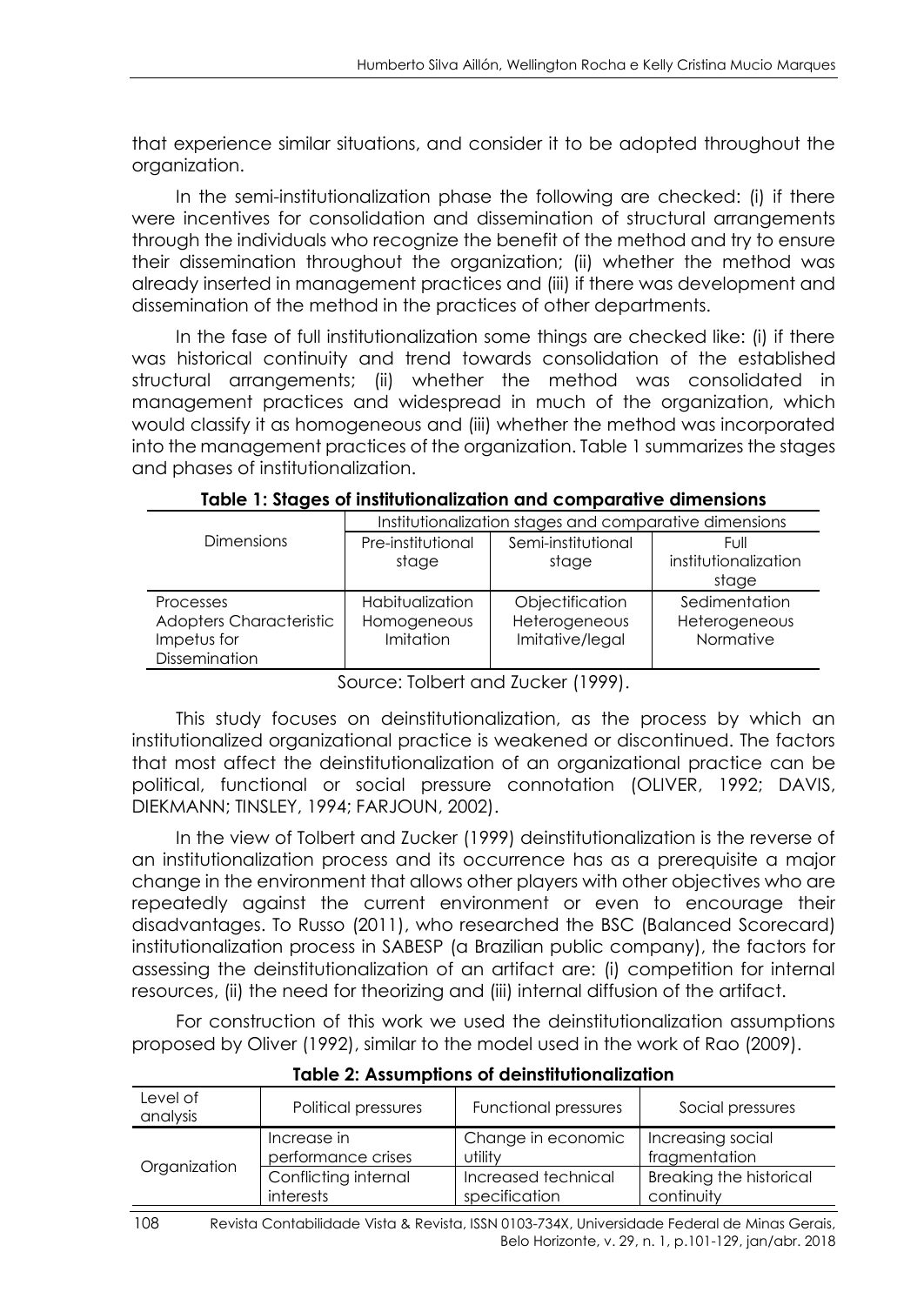that experience similar situations, and consider it to be adopted throughout the organization.

In the semi-institutionalization phase the following are checked: (i) if there were incentives for consolidation and dissemination of structural arrangements through the individuals who recognize the benefit of the method and try to ensure their dissemination throughout the organization; (ii) whether the method was already inserted in management practices and (iii) if there was development and dissemination of the method in the practices of other departments.

In the fase of full institutionalization some things are checked like: (i) if there was historical continuity and trend towards consolidation of the established structural arrangements; (ii) whether the method was consolidated in management practices and widespread in much of the organization, which would classify it as homogeneous and (iii) whether the method was incorporated into the management practices of the organization. Table 1 summarizes the stages and phases of institutionalization.

**Table 1: Stages of institutionalization and comparative dimensions**

| Dimensions | Institutionalization stages and comparative dimensions | | |
|---|---|---|---|
| | Pre-institutional stage | Semi-institutional stage | Full institutionalization stage |
| Processes | Habitualization | Objectification | Sedimentation |
| Adopters Characteristic | Homogeneous | Heterogeneous | Heterogeneous |
| Impetus for Dissemination | Imitation | Imitative/legal | Normative |

Source: Tolbert and Zucker (1999).

This study focuses on deinstitutionalization, as the process by which an institutionalized organizational practice is weakened or discontinued. The factors that most affect the deinstitutionalization of an organizational practice can be political, functional or social pressure connotation (OLIVER, 1992; DAVIS, DIEKMANN; TINSLEY, 1994; FARJOUN, 2002).

In the view of Tolbert and Zucker (1999) deinstitutionalization is the reverse of an institutionalization process and its occurrence has as a prerequisite a major change in the environment that allows other players with other objectives who are repeatedly against the current environment or even to encourage their disadvantages. To Russo (2011), who researched the BSC (Balanced Scorecard) institutionalization process in SABESP (a Brazilian public company), the factors for assessing the deinstitutionalization of an artifact are: (i) competition for internal resources, (ii) the need for theorizing and (iii) internal diffusion of the artifact.

For construction of this work we used the deinstitutionalization assumptions proposed by Oliver (1992), similar to the model used in the work of Rao (2009).

**Table 2: Assumptions of deinstitutionalization**

| Level of analysis | Political pressures | Functional pressures | Social pressures |
|---|---|---|---|
| Organization | Increase in performance crises | Change in economic utility | Increasing social fragmentation |
| | Conflicting internal interests | Increased technical specification | Breaking the historical continuity |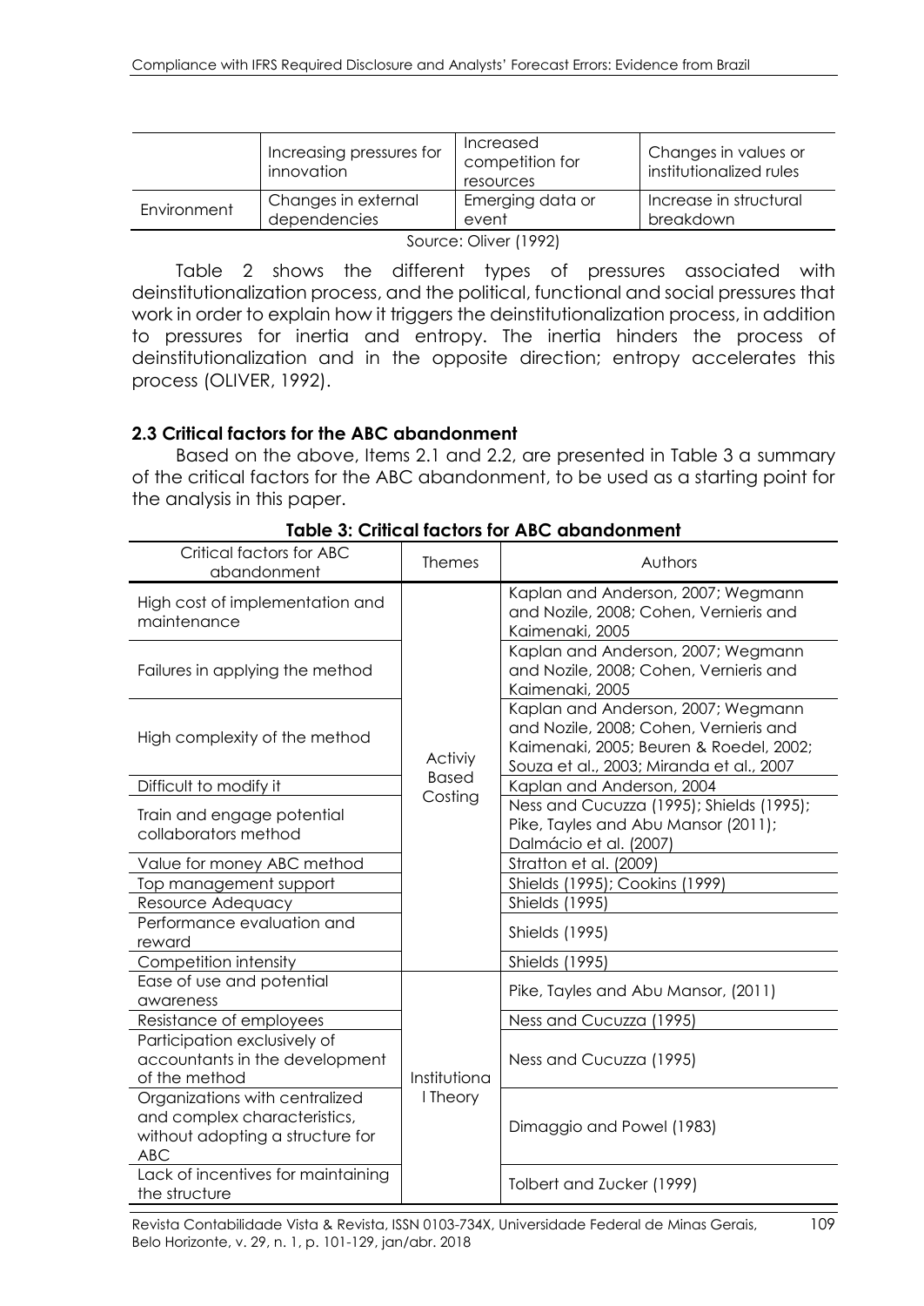| | Increasing pressures for innovation | Increased competition for resources | Changes in values or institutionalized rules |
|---|---|---|---|
| Environment | Changes in external dependencies | Emerging data or event | Increase in structural breakdown |

Source: Oliver (1992)

Table 2 shows the different types of pressures associated with deinstitutionalization process, and the political, functional and social pressures that work in order to explain how it triggers the deinstitutionalization process, in addition to pressures for inertia and entropy. The inertia hinders the process of deinstitutionalization and in the opposite direction; entropy accelerates this process (OLIVER, 1992).

### 2.3 Critical factors for the ABC abandonment

Based on the above, Items 2.1 and 2.2, are presented in Table 3 a summary of the critical factors for the ABC abandonment, to be used as a starting point for the analysis in this paper.

**Table 3: Critical factors for ABC abandonment**

| Critical factors for ABC abandonment | Themes | Authors |
|---|---|---|
| High cost of implementation and maintenance | Activiy Based Costing | Kaplan and Anderson, 2007; Wegmann and Nozile, 2008; Cohen, Vernieris and Kaimenaki, 2005 |
| Failures in applying the method | | Kaplan and Anderson, 2007; Wegmann and Nozile, 2008; Cohen, Vernieris and Kaimenaki, 2005 |
| High complexity of the method | | Kaplan and Anderson, 2007; Wegmann and Nozile, 2008; Cohen, Vernieris and Kaimenaki, 2005; Beuren & Roedel, 2002; Souza et al., 2003; Miranda et al., 2007 |
| Difficult to modify it | | Kaplan and Anderson, 2004 |
| Train and engage potential collaborators method | | Ness and Cucuzza (1995); Shields (1995); Pike, Tayles and Abu Mansor (2011); Dalmácio et al. (2007) |
| Value for money ABC method | | Stratton et al. (2009) |
| Top management support | | Shields (1995); Cookins (1999) |
| Resource Adequacy | | Shields (1995) |
| Performance evaluation and reward | | Shields (1995) |
| Competition intensity | | Shields (1995) |
| Ease of use and potential awareness | Institutional Theory | Pike, Tayles and Abu Mansor, (2011) |
| Resistance of employees | | Ness and Cucuzza (1995) |
| Participation exclusively of accountants in the development of the method | | Ness and Cucuzza (1995) |
| Organizations with centralized and complex characteristics, without adopting a structure for ABC | | Dimaggio and Powel (1983) |
| Lack of incentives for maintaining the structure | | Tolbert and Zucker (1999) |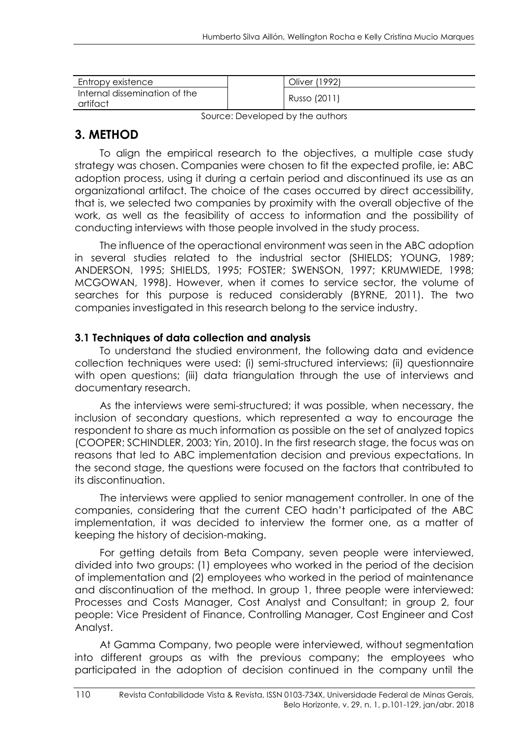| Entropy existence | | Oliver (1992) |
|---|---|---|
| Internal dissemination of the artifact | | Russo (2011) |

Source: Developed by the authors

## 3. METHOD

To align the empirical research to the objectives, a multiple case study strategy was chosen. Companies were chosen to fit the expected profile, ie: ABC adoption process, using it during a certain period and discontinued its use as an organizational artifact. The choice of the cases occurred by direct accessibility, that is, we selected two companies by proximity with the overall objective of the work, as well as the feasibility of access to information and the possibility of conducting interviews with those people involved in the study process.

The influence of the operactional environment was seen in the ABC adoption in several studies related to the industrial sector (SHIELDS; YOUNG, 1989; ANDERSON, 1995; SHIELDS, 1995; FOSTER; SWENSON, 1997; KRUMWIEDE, 1998; MCGOWAN, 1998). However, when it comes to service sector, the volume of searches for this purpose is reduced considerably (BYRNE, 2011). The two companies investigated in this research belong to the service industry.

### 3.1 Techniques of data collection and analysis

To understand the studied environment, the following data and evidence collection techniques were used: (i) semi-structured interviews; (ii) questionnaire with open questions; (iii) data triangulation through the use of interviews and documentary research.

As the interviews were semi-structured; it was possible, when necessary, the inclusion of secondary questions, which represented a way to encourage the respondent to share as much information as possible on the set of analyzed topics (COOPER; SCHINDLER, 2003; Yin, 2010). In the first research stage, the focus was on reasons that led to ABC implementation decision and previous expectations. In the second stage, the questions were focused on the factors that contributed to its discontinuation.

The interviews were applied to senior management controller. In one of the companies, considering that the current CEO hadn't participated of the ABC implementation, it was decided to interview the former one, as a matter of keeping the history of decision-making.

For getting details from Beta Company, seven people were interviewed, divided into two groups: (1) employees who worked in the period of the decision of implementation and (2) employees who worked in the period of maintenance and discontinuation of the method. In group 1, three people were interviewed: Processes and Costs Manager, Cost Analyst and Consultant; in group 2, four people: Vice President of Finance, Controlling Manager, Cost Engineer and Cost Analyst.

At Gamma Company, two people were interviewed, without segmentation into different groups as with the previous company; the employees who participated in the adoption of decision continued in the company until the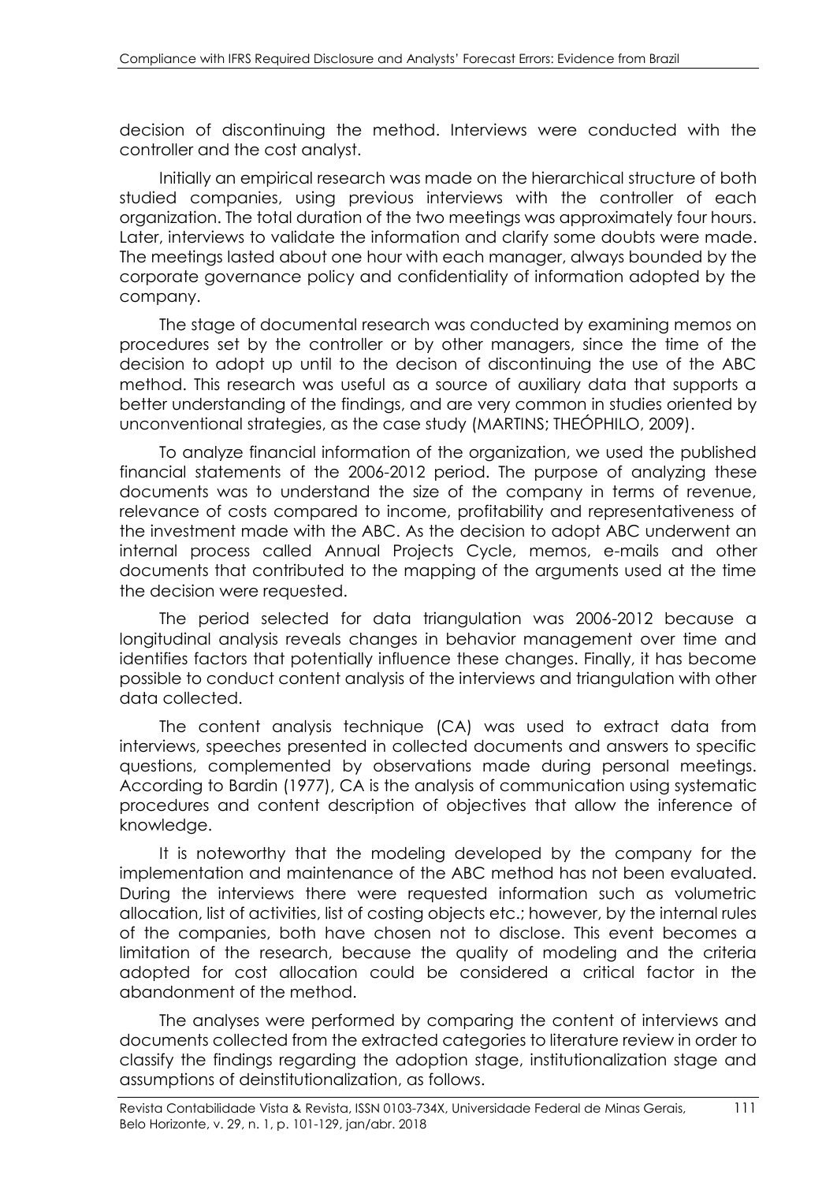decision of discontinuing the method. Interviews were conducted with the controller and the cost analyst.

Initially an empirical research was made on the hierarchical structure of both studied companies, using previous interviews with the controller of each organization. The total duration of the two meetings was approximately four hours. Later, interviews to validate the information and clarify some doubts were made. The meetings lasted about one hour with each manager, always bounded by the corporate governance policy and confidentiality of information adopted by the company.

The stage of documental research was conducted by examining memos on procedures set by the controller or by other managers, since the time of the decision to adopt up until to the decison of discontinuing the use of the ABC method. This research was useful as a source of auxiliary data that supports a better understanding of the findings, and are very common in studies oriented by unconventional strategies, as the case study (MARTINS; THEÓPHILO, 2009).

To analyze financial information of the organization, we used the published financial statements of the 2006-2012 period. The purpose of analyzing these documents was to understand the size of the company in terms of revenue, relevance of costs compared to income, profitability and representativeness of the investment made with the ABC. As the decision to adopt ABC underwent an internal process called Annual Projects Cycle, memos, e-mails and other documents that contributed to the mapping of the arguments used at the time the decision were requested.

The period selected for data triangulation was 2006-2012 because a longitudinal analysis reveals changes in behavior management over time and identifies factors that potentially influence these changes. Finally, it has become possible to conduct content analysis of the interviews and triangulation with other data collected.

The content analysis technique (CA) was used to extract data from interviews, speeches presented in collected documents and answers to specific questions, complemented by observations made during personal meetings. According to Bardin (1977), CA is the analysis of communication using systematic procedures and content description of objectives that allow the inference of knowledge.

It is noteworthy that the modeling developed by the company for the implementation and maintenance of the ABC method has not been evaluated. During the interviews there were requested information such as volumetric allocation, list of activities, list of costing objects etc.; however, by the internal rules of the companies, both have chosen not to disclose. This event becomes a limitation of the research, because the quality of modeling and the criteria adopted for cost allocation could be considered a critical factor in the abandonment of the method.

The analyses were performed by comparing the content of interviews and documents collected from the extracted categories to literature review in order to classify the findings regarding the adoption stage, institutionalization stage and assumptions of deinstitutionalization, as follows.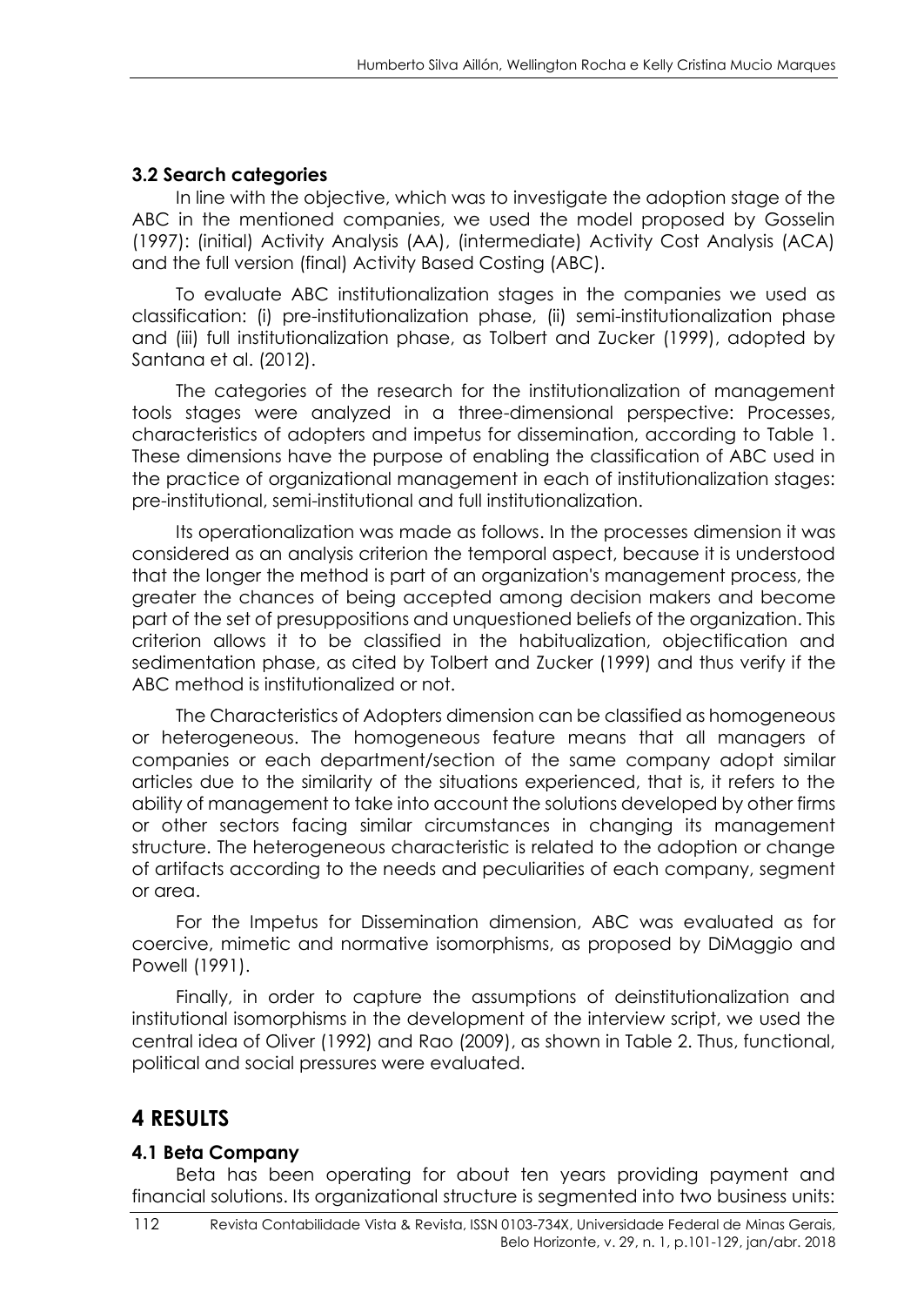### 3.2 Search categories

In line with the objective, which was to investigate the adoption stage of the ABC in the mentioned companies, we used the model proposed by Gosselin (1997): (initial) Activity Analysis (AA), (intermediate) Activity Cost Analysis (ACA) and the full version (final) Activity Based Costing (ABC).

To evaluate ABC institutionalization stages in the companies we used as classification: (i) pre-institutionalization phase, (ii) semi-institutionalization phase and (iii) full institutionalization phase, as Tolbert and Zucker (1999), adopted by Santana et al. (2012).

The categories of the research for the institutionalization of management tools stages were analyzed in a three-dimensional perspective: Processes, characteristics of adopters and impetus for dissemination, according to Table 1. These dimensions have the purpose of enabling the classification of ABC used in the practice of organizational management in each of institutionalization stages: pre-institutional, semi-institutional and full institutionalization.

Its operationalization was made as follows. In the processes dimension it was considered as an analysis criterion the temporal aspect, because it is understood that the longer the method is part of an organization's management process, the greater the chances of being accepted among decision makers and become part of the set of presuppositions and unquestioned beliefs of the organization. This criterion allows it to be classified in the habitualization, objectification and sedimentation phase, as cited by Tolbert and Zucker (1999) and thus verify if the ABC method is institutionalized or not.

The Characteristics of Adopters dimension can be classified as homogeneous or heterogeneous. The homogeneous feature means that all managers of companies or each department/section of the same company adopt similar articles due to the similarity of the situations experienced, that is, it refers to the ability of management to take into account the solutions developed by other firms or other sectors facing similar circumstances in changing its management structure. The heterogeneous characteristic is related to the adoption or change of artifacts according to the needs and peculiarities of each company, segment or area.

For the Impetus for Dissemination dimension, ABC was evaluated as for coercive, mimetic and normative isomorphisms, as proposed by DiMaggio and Powell (1991).

Finally, in order to capture the assumptions of deinstitutionalization and institutional isomorphisms in the development of the interview script, we used the central idea of Oliver (1992) and Rao (2009), as shown in Table 2. Thus, functional, political and social pressures were evaluated.

## 4 RESULTS

### 4.1 Beta Company

Beta has been operating for about ten years providing payment and financial solutions. Its organizational structure is segmented into two business units: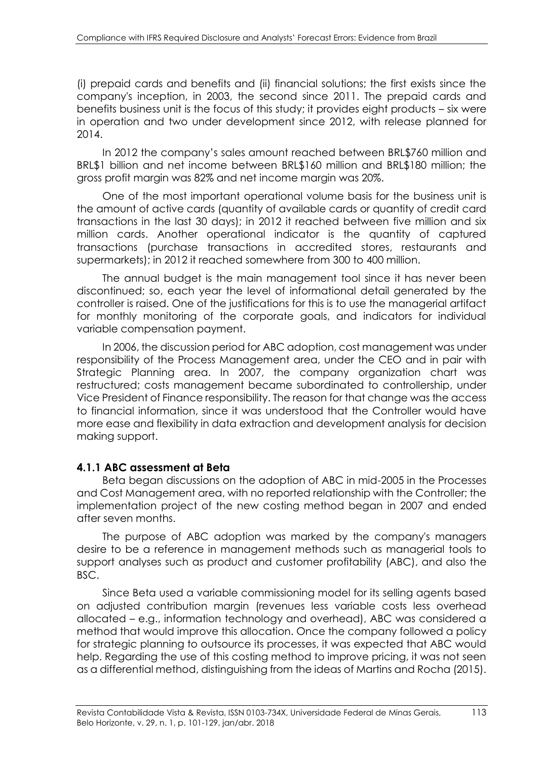(i) prepaid cards and benefits and (ii) financial solutions; the first exists since the company's inception, in 2003, the second since 2011. The prepaid cards and benefits business unit is the focus of this study; it provides eight products – six were in operation and two under development since 2012, with release planned for 2014.

In 2012 the company's sales amount reached between BRL$760 million and BRL$1 billion and net income between BRL$160 million and BRL$180 million; the gross profit margin was 82% and net income margin was 20%.

One of the most important operational volume basis for the business unit is the amount of active cards (quantity of available cards or quantity of credit card transactions in the last 30 days); in 2012 it reached between five million and six million cards. Another operational indicator is the quantity of captured transactions (purchase transactions in accredited stores, restaurants and supermarkets); in 2012 it reached somewhere from 300 to 400 million.

The annual budget is the main management tool since it has never been discontinued; so, each year the level of informational detail generated by the controller is raised. One of the justifications for this is to use the managerial artifact for monthly monitoring of the corporate goals, and indicators for individual variable compensation payment.

In 2006, the discussion period for ABC adoption, cost management was under responsibility of the Process Management area, under the CEO and in pair with Strategic Planning area. In 2007, the company organization chart was restructured; costs management became subordinated to controllership, under Vice President of Finance responsibility. The reason for that change was the access to financial information, since it was understood that the Controller would have more ease and flexibility in data extraction and development analysis for decision making support.

### 4.1.1 ABC assessment at Beta

Beta began discussions on the adoption of ABC in mid-2005 in the Processes and Cost Management area, with no reported relationship with the Controller; the implementation project of the new costing method began in 2007 and ended after seven months.

The purpose of ABC adoption was marked by the company's managers desire to be a reference in management methods such as managerial tools to support analyses such as product and customer profitability (ABC), and also the BSC.

Since Beta used a variable commissioning model for its selling agents based on adjusted contribution margin (revenues less variable costs less overhead allocated – e.g., information technology and overhead), ABC was considered a method that would improve this allocation. Once the company followed a policy for strategic planning to outsource its processes, it was expected that ABC would help. Regarding the use of this costing method to improve pricing, it was not seen as a differential method, distinguishing from the ideas of Martins and Rocha (2015).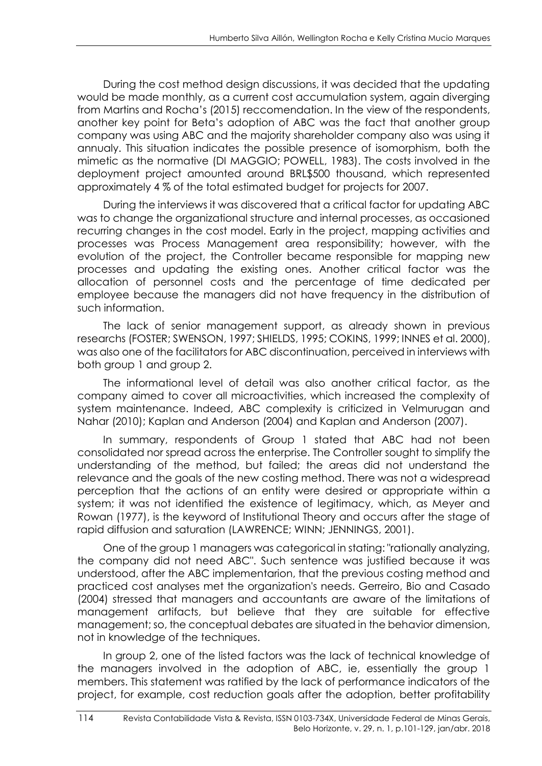During the cost method design discussions, it was decided that the updating would be made monthly, as a current cost accumulation system, again diverging from Martins and Rocha's (2015) reccomendation. In the view of the respondents, another key point for Beta's adoption of ABC was the fact that another group company was using ABC and the majority shareholder company also was using it annualy. This situation indicates the possible presence of isomorphism, both the mimetic as the normative (DI MAGGIO; POWELL, 1983). The costs involved in the deployment project amounted around BRL$500 thousand, which represented approximately 4 % of the total estimated budget for projects for 2007.

During the interviews it was discovered that a critical factor for updating ABC was to change the organizational structure and internal processes, as occasioned recurring changes in the cost model. Early in the project, mapping activities and processes was Process Management area responsibility; however, with the evolution of the project, the Controller became responsible for mapping new processes and updating the existing ones. Another critical factor was the allocation of personnel costs and the percentage of time dedicated per employee because the managers did not have frequency in the distribution of such information.

The lack of senior management support, as already shown in previous researchs (FOSTER; SWENSON, 1997; SHIELDS, 1995; COKINS, 1999; INNES et al. 2000), was also one of the facilitators for ABC discontinuation, perceived in interviews with both group 1 and group 2.

The informational level of detail was also another critical factor, as the company aimed to cover all microactivities, which increased the complexity of system maintenance. Indeed, ABC complexity is criticized in Velmurugan and Nahar (2010); Kaplan and Anderson (2004) and Kaplan and Anderson (2007).

In summary, respondents of Group 1 stated that ABC had not been consolidated nor spread across the enterprise. The Controller sought to simplify the understanding of the method, but failed; the areas did not understand the relevance and the goals of the new costing method. There was not a widespread perception that the actions of an entity were desired or appropriate within a system; it was not identified the existence of legitimacy, which, as Meyer and Rowan (1977), is the keyword of Institutional Theory and occurs after the stage of rapid diffusion and saturation (LAWRENCE; WINN; JENNINGS, 2001).

One of the group 1 managers was categorical in stating: "rationally analyzing, the company did not need ABC". Such sentence was justified because it was understood, after the ABC implementarion, that the previous costing method and practiced cost analyses met the organization's needs. Gerreiro, Bio and Casado (2004) stressed that managers and accountants are aware of the limitations of management artifacts, but believe that they are suitable for effective management; so, the conceptual debates are situated in the behavior dimension, not in knowledge of the techniques.

In group 2, one of the listed factors was the lack of technical knowledge of the managers involved in the adoption of ABC, ie, essentially the group 1 members. This statement was ratified by the lack of performance indicators of the project, for example, cost reduction goals after the adoption, better profitability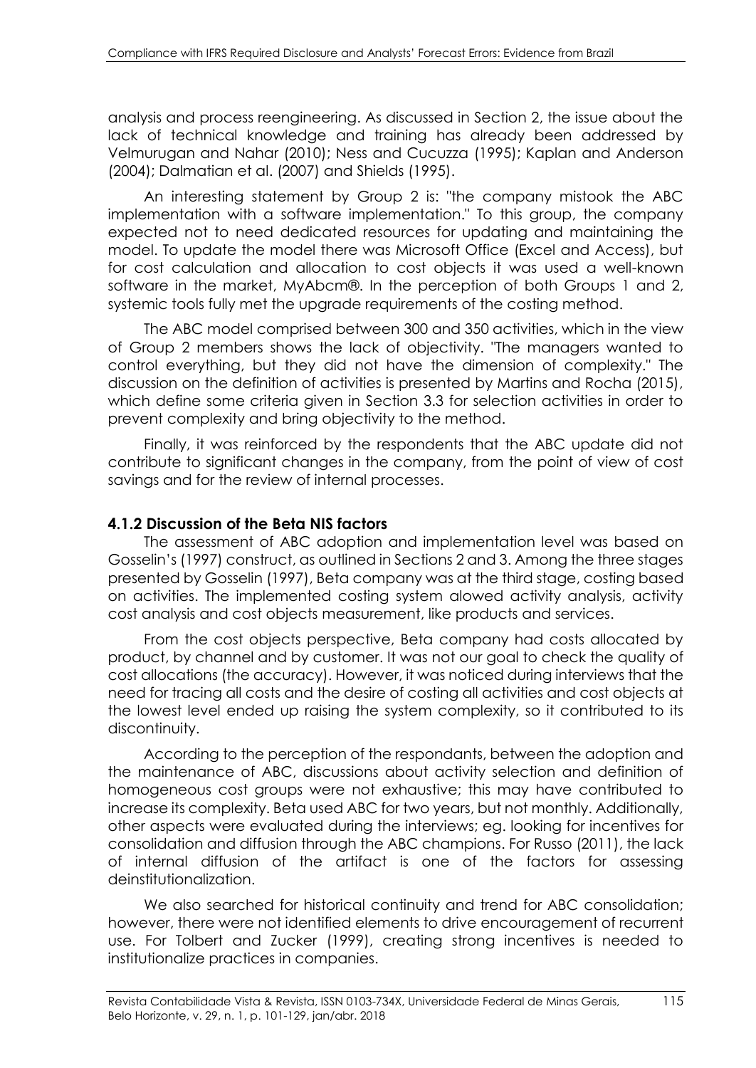analysis and process reengineering. As discussed in Section 2, the issue about the lack of technical knowledge and training has already been addressed by Velmurugan and Nahar (2010); Ness and Cucuzza (1995); Kaplan and Anderson (2004); Dalmatian et al. (2007) and Shields (1995).

An interesting statement by Group 2 is: "the company mistook the ABC implementation with a software implementation." To this group, the company expected not to need dedicated resources for updating and maintaining the model. To update the model there was Microsoft Office (Excel and Access), but for cost calculation and allocation to cost objects it was used a well-known software in the market, MyAbcm®. In the perception of both Groups 1 and 2, systemic tools fully met the upgrade requirements of the costing method.

The ABC model comprised between 300 and 350 activities, which in the view of Group 2 members shows the lack of objectivity. "The managers wanted to control everything, but they did not have the dimension of complexity." The discussion on the definition of activities is presented by Martins and Rocha (2015), which define some criteria given in Section 3.3 for selection activities in order to prevent complexity and bring objectivity to the method.

Finally, it was reinforced by the respondents that the ABC update did not contribute to significant changes in the company, from the point of view of cost savings and for the review of internal processes.

### 4.1.2 Discussion of the Beta NIS factors

The assessment of ABC adoption and implementation level was based on Gosselin's (1997) construct, as outlined in Sections 2 and 3. Among the three stages presented by Gosselin (1997), Beta company was at the third stage, costing based on activities. The implemented costing system alowed activity analysis, activity cost analysis and cost objects measurement, like products and services.

From the cost objects perspective, Beta company had costs allocated by product, by channel and by customer. It was not our goal to check the quality of cost allocations (the accuracy). However, it was noticed during interviews that the need for tracing all costs and the desire of costing all activities and cost objects at the lowest level ended up raising the system complexity, so it contributed to its discontinuity.

According to the perception of the respondants, between the adoption and the maintenance of ABC, discussions about activity selection and definition of homogeneous cost groups were not exhaustive; this may have contributed to increase its complexity. Beta used ABC for two years, but not monthly. Additionally, other aspects were evaluated during the interviews; eg. looking for incentives for consolidation and diffusion through the ABC champions. For Russo (2011), the lack of internal diffusion of the artifact is one of the factors for assessing deinstitutionalization.

We also searched for historical continuity and trend for ABC consolidation; however, there were not identified elements to drive encouragement of recurrent use. For Tolbert and Zucker (1999), creating strong incentives is needed to institutionalize practices in companies.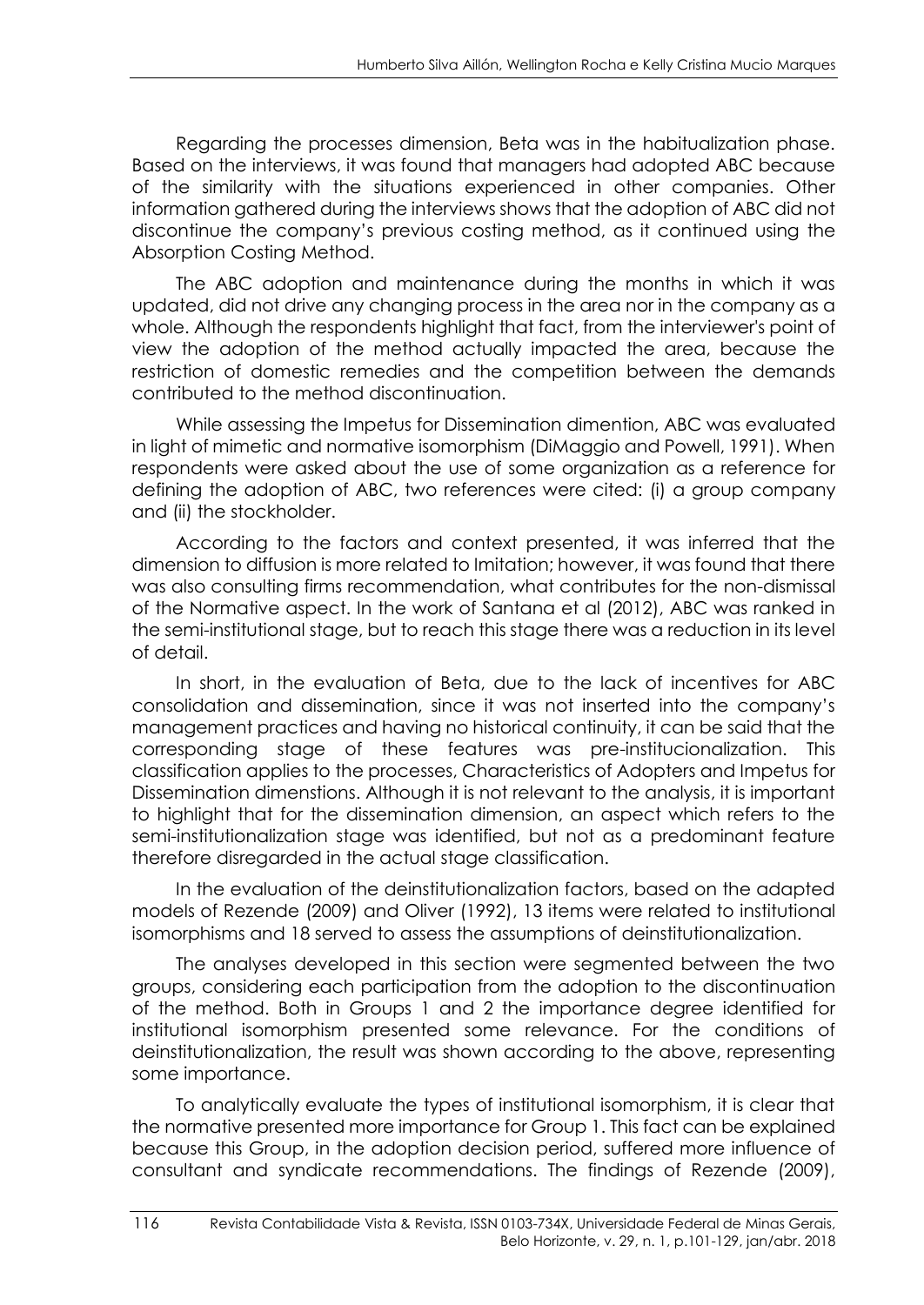Regarding the processes dimension, Beta was in the habitualization phase. Based on the interviews, it was found that managers had adopted ABC because of the similarity with the situations experienced in other companies. Other information gathered during the interviews shows that the adoption of ABC did not discontinue the company's previous costing method, as it continued using the Absorption Costing Method.

The ABC adoption and maintenance during the months in which it was updated, did not drive any changing process in the area nor in the company as a whole. Although the respondents highlight that fact, from the interviewer's point of view the adoption of the method actually impacted the area, because the restriction of domestic remedies and the competition between the demands contributed to the method discontinuation.

While assessing the Impetus for Dissemination dimention, ABC was evaluated in light of mimetic and normative isomorphism (DiMaggio and Powell, 1991). When respondents were asked about the use of some organization as a reference for defining the adoption of ABC, two references were cited: (i) a group company and (ii) the stockholder.

According to the factors and context presented, it was inferred that the dimension to diffusion is more related to Imitation; however, it was found that there was also consulting firms recommendation, what contributes for the non-dismissal of the Normative aspect. In the work of Santana et al (2012), ABC was ranked in the semi-institutional stage, but to reach this stage there was a reduction in its level of detail.

In short, in the evaluation of Beta, due to the lack of incentives for ABC consolidation and dissemination, since it was not inserted into the company's management practices and having no historical continuity, it can be said that the corresponding stage of these features was pre-institucionalization. This classification applies to the processes, Characteristics of Adopters and Impetus for Dissemination dimenstions. Although it is not relevant to the analysis, it is important to highlight that for the dissemination dimension, an aspect which refers to the semi-institutionalization stage was identified, but not as a predominant feature therefore disregarded in the actual stage classification.

In the evaluation of the deinstitutionalization factors, based on the adapted models of Rezende (2009) and Oliver (1992), 13 items were related to institutional isomorphisms and 18 served to assess the assumptions of deinstitutionalization.

The analyses developed in this section were segmented between the two groups, considering each participation from the adoption to the discontinuation of the method. Both in Groups 1 and 2 the importance degree identified for institutional isomorphism presented some relevance. For the conditions of deinstitutionalization, the result was shown according to the above, representing some importance.

To analytically evaluate the types of institutional isomorphism, it is clear that the normative presented more importance for Group 1. This fact can be explained because this Group, in the adoption decision period, suffered more influence of consultant and syndicate recommendations. The findings of Rezende (2009),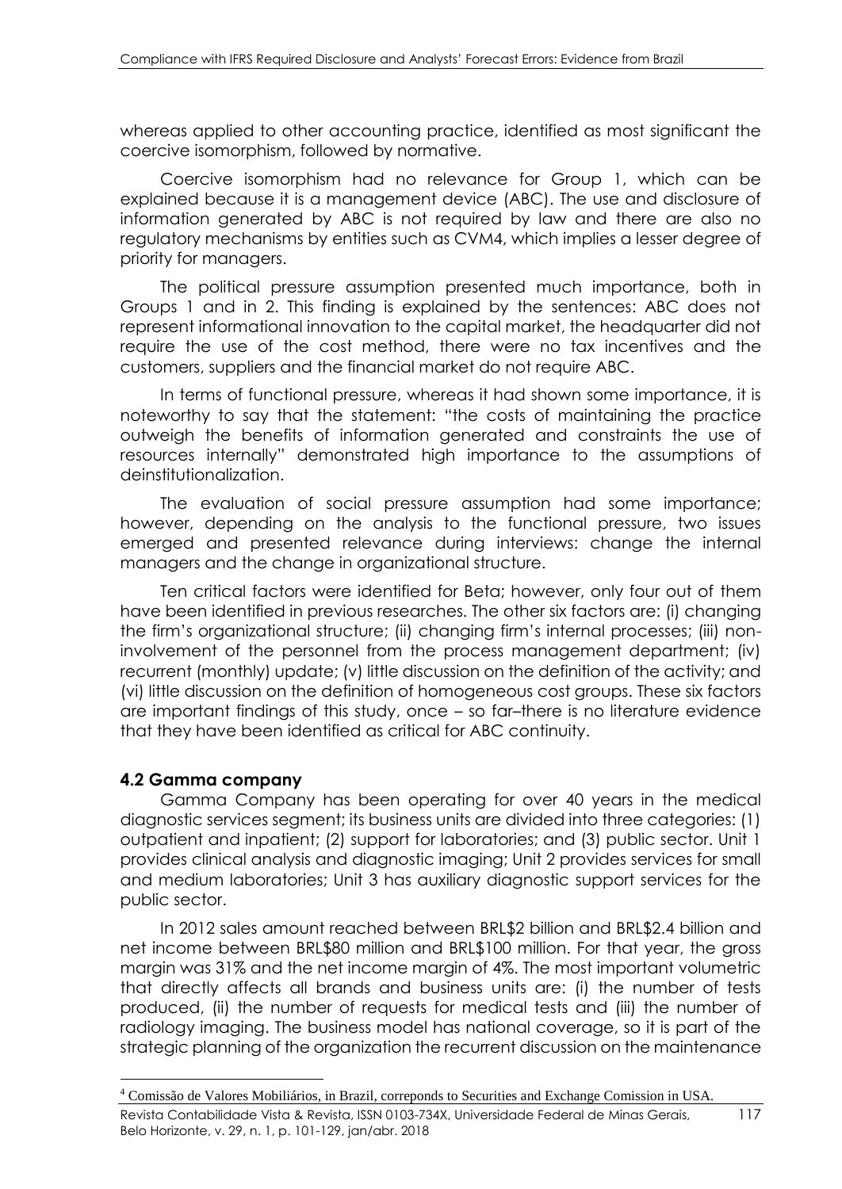whereas applied to other accounting practice, identified as most significant the coercive isomorphism, followed by normative.

Coercive isomorphism had no relevance for Group 1, which can be explained because it is a management device (ABC). The use and disclosure of information generated by ABC is not required by law and there are also no regulatory mechanisms by entities such as CVM[4], which implies a lesser degree of priority for managers.

The political pressure assumption presented much importance, both in Groups 1 and in 2. This finding is explained by the sentences: ABC does not represent informational innovation to the capital market, the headquarter did not require the use of the cost method, there were no tax incentives and the customers, suppliers and the financial market do not require ABC.

In terms of functional pressure, whereas it had shown some importance, it is noteworthy to say that the statement: "the costs of maintaining the practice outweigh the benefits of information generated and constraints the use of resources internally" demonstrated high importance to the assumptions of deinstitutionalization.

The evaluation of social pressure assumption had some importance; however, depending on the analysis to the functional pressure, two issues emerged and presented relevance during interviews: change the internal managers and the change in organizational structure.

Ten critical factors were identified for Beta; however, only four out of them have been identified in previous researches. The other six factors are: (i) changing the firm's organizational structure; (ii) changing firm's internal processes; (iii) non-involvement of the personnel from the process management department; (iv) recurrent (monthly) update; (v) little discussion on the definition of the activity; and (vi) little discussion on the definition of homogeneous cost groups. These six factors are important findings of this study, once – so far–there is no literature evidence that they have been identified as critical for ABC continuity.

### 4.2 Gamma company

Gamma Company has been operating for over 40 years in the medical diagnostic services segment; its business units are divided into three categories: (1) outpatient and inpatient; (2) support for laboratories; and (3) public sector. Unit 1 provides clinical analysis and diagnostic imaging; Unit 2 provides services for small and medium laboratories; Unit 3 has auxiliary diagnostic support services for the public sector.

In 2012 sales amount reached between BRL$2 billion and BRL$2.4 billion and net income between BRL$80 million and BRL$100 million. For that year, the gross margin was 31% and the net income margin of 4%. The most important volumetric that directly affects all brands and business units are: (i) the number of tests produced, (ii) the number of requests for medical tests and (iii) the number of radiology imaging. The business model has national coverage, so it is part of the strategic planning of the organization the recurrent discussion on the maintenance

[4] Comissão de Valores Mobiliários, in Brazil, correponds to Securities and Exchange Comission in USA.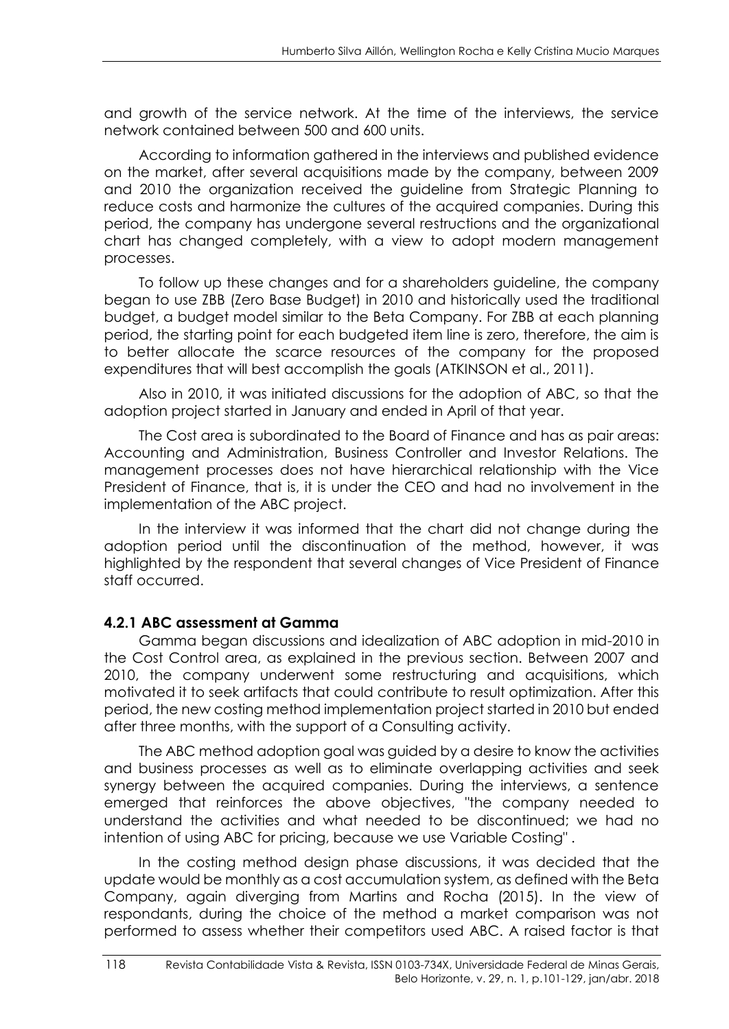and growth of the service network. At the time of the interviews, the service network contained between 500 and 600 units.

According to information gathered in the interviews and published evidence on the market, after several acquisitions made by the company, between 2009 and 2010 the organization received the guideline from Strategic Planning to reduce costs and harmonize the cultures of the acquired companies. During this period, the company has undergone several restructions and the organizational chart has changed completely, with a view to adopt modern management processes.

To follow up these changes and for a shareholders guideline, the company began to use ZBB (Zero Base Budget) in 2010 and historically used the traditional budget, a budget model similar to the Beta Company. For ZBB at each planning period, the starting point for each budgeted item line is zero, therefore, the aim is to better allocate the scarce resources of the company for the proposed expenditures that will best accomplish the goals (ATKINSON et al., 2011).

Also in 2010, it was initiated discussions for the adoption of ABC, so that the adoption project started in January and ended in April of that year.

The Cost area is subordinated to the Board of Finance and has as pair areas: Accounting and Administration, Business Controller and Investor Relations. The management processes does not have hierarchical relationship with the Vice President of Finance, that is, it is under the CEO and had no involvement in the implementation of the ABC project.

In the interview it was informed that the chart did not change during the adoption period until the discontinuation of the method, however, it was highlighted by the respondent that several changes of Vice President of Finance staff occurred.

### 4.2.1 ABC assessment at Gamma

Gamma began discussions and idealization of ABC adoption in mid-2010 in the Cost Control area, as explained in the previous section. Between 2007 and 2010, the company underwent some restructuring and acquisitions, which motivated it to seek artifacts that could contribute to result optimization. After this period, the new costing method implementation project started in 2010 but ended after three months, with the support of a Consulting activity.

The ABC method adoption goal was guided by a desire to know the activities and business processes as well as to eliminate overlapping activities and seek synergy between the acquired companies. During the interviews, a sentence emerged that reinforces the above objectives, "the company needed to understand the activities and what needed to be discontinued; we had no intention of using ABC for pricing, because we use Variable Costing".

In the costing method design phase discussions, it was decided that the update would be monthly as a cost accumulation system, as defined with the Beta Company, again diverging from Martins and Rocha (2015). In the view of respondants, during the choice of the method a market comparison was not performed to assess whether their competitors used ABC. A raised factor is that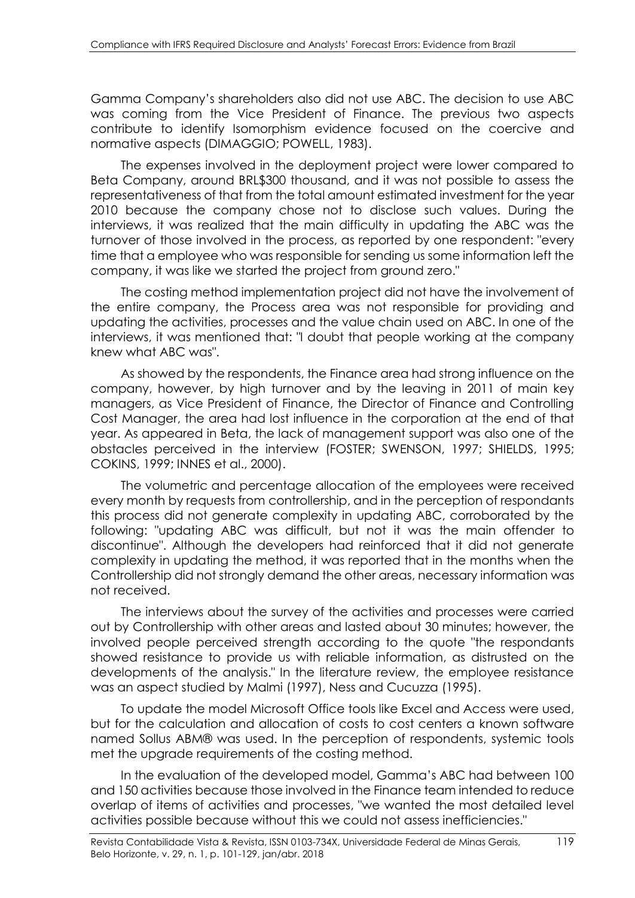Gamma Company's shareholders also did not use ABC. The decision to use ABC was coming from the Vice President of Finance. The previous two aspects contribute to identify Isomorphism evidence focused on the coercive and normative aspects (DIMAGGIO; POWELL, 1983).

The expenses involved in the deployment project were lower compared to Beta Company, around BRL$300 thousand, and it was not possible to assess the representativeness of that from the total amount estimated investment for the year 2010 because the company chose not to disclose such values. During the interviews, it was realized that the main difficulty in updating the ABC was the turnover of those involved in the process, as reported by one respondent: "every time that a employee who was responsible for sending us some information left the company, it was like we started the project from ground zero."

The costing method implementation project did not have the involvement of the entire company, the Process area was not responsible for providing and updating the activities, processes and the value chain used on ABC. In one of the interviews, it was mentioned that: "I doubt that people working at the company knew what ABC was".

As showed by the respondents, the Finance area had strong influence on the company, however, by high turnover and by the leaving in 2011 of main key managers, as Vice President of Finance, the Director of Finance and Controlling Cost Manager, the area had lost influence in the corporation at the end of that year. As appeared in Beta, the lack of management support was also one of the obstacles perceived in the interview (FOSTER; SWENSON, 1997; SHIELDS, 1995; COKINS, 1999; INNES et al., 2000).

The volumetric and percentage allocation of the employees were received every month by requests from controllership, and in the perception of respondants this process did not generate complexity in updating ABC, corroborated by the following: "updating ABC was difficult, but not it was the main offender to discontinue". Although the developers had reinforced that it did not generate complexity in updating the method, it was reported that in the months when the Controllership did not strongly demand the other areas, necessary information was not received.

The interviews about the survey of the activities and processes were carried out by Controllership with other areas and lasted about 30 minutes; however, the involved people perceived strength according to the quote "the respondants showed resistance to provide us with reliable information, as distrusted on the developments of the analysis." In the literature review, the employee resistance was an aspect studied by Malmi (1997), Ness and Cucuzza (1995).

To update the model Microsoft Office tools like Excel and Access were used, but for the calculation and allocation of costs to cost centers a known software named Sollus ABM® was used. In the perception of respondents, systemic tools met the upgrade requirements of the costing method.

In the evaluation of the developed model, Gamma's ABC had between 100 and 150 activities because those involved in the Finance team intended to reduce overlap of items of activities and processes, "we wanted the most detailed level activities possible because without this we could not assess inefficiencies."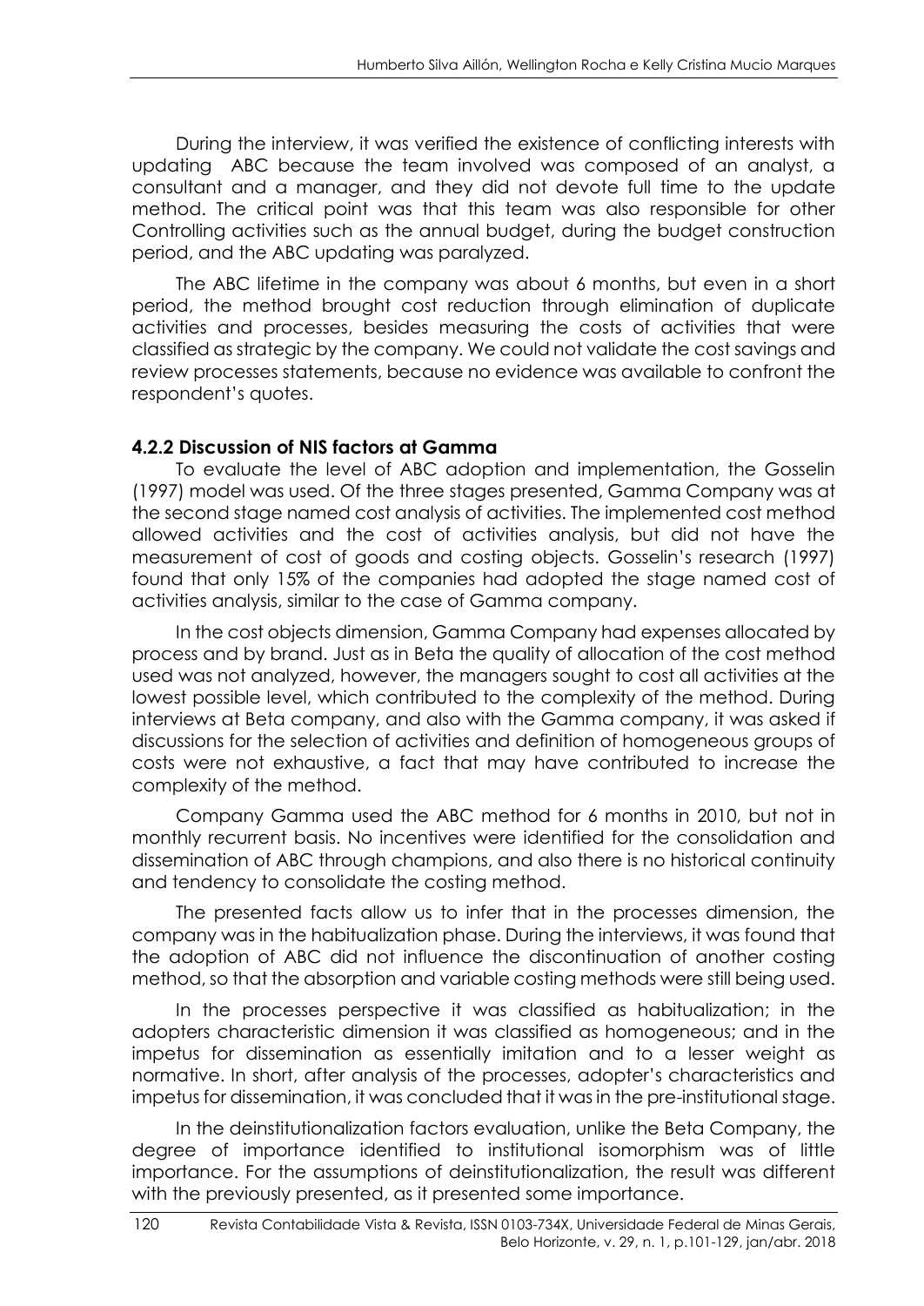During the interview, it was verified the existence of conflicting interests with updating ABC because the team involved was composed of an analyst, a consultant and a manager, and they did not devote full time to the update method. The critical point was that this team was also responsible for other Controlling activities such as the annual budget, during the budget construction period, and the ABC updating was paralyzed.

The ABC lifetime in the company was about 6 months, but even in a short period, the method brought cost reduction through elimination of duplicate activities and processes, besides measuring the costs of activities that were classified as strategic by the company. We could not validate the cost savings and review processes statements, because no evidence was available to confront the respondent's quotes.

### 4.2.2 Discussion of NIS factors at Gamma

To evaluate the level of ABC adoption and implementation, the Gosselin (1997) model was used. Of the three stages presented, Gamma Company was at the second stage named cost analysis of activities. The implemented cost method allowed activities and the cost of activities analysis, but did not have the measurement of cost of goods and costing objects. Gosselin's research (1997) found that only 15% of the companies had adopted the stage named cost of activities analysis, similar to the case of Gamma company.

In the cost objects dimension, Gamma Company had expenses allocated by process and by brand. Just as in Beta the quality of allocation of the cost method used was not analyzed, however, the managers sought to cost all activities at the lowest possible level, which contributed to the complexity of the method. During interviews at Beta company, and also with the Gamma company, it was asked if discussions for the selection of activities and definition of homogeneous groups of costs were not exhaustive, a fact that may have contributed to increase the complexity of the method.

Company Gamma used the ABC method for 6 months in 2010, but not in monthly recurrent basis. No incentives were identified for the consolidation and dissemination of ABC through champions, and also there is no historical continuity and tendency to consolidate the costing method.

The presented facts allow us to infer that in the processes dimension, the company was in the habitualization phase. During the interviews, it was found that the adoption of ABC did not influence the discontinuation of another costing method, so that the absorption and variable costing methods were still being used.

In the processes perspective it was classified as habitualization; in the adopters characteristic dimension it was classified as homogeneous; and in the impetus for dissemination as essentially imitation and to a lesser weight as normative. In short, after analysis of the processes, adopter's characteristics and impetus for dissemination, it was concluded that it was in the pre-institutional stage.

In the deinstitutionalization factors evaluation, unlike the Beta Company, the degree of importance identified to institutional isomorphism was of little importance. For the assumptions of deinstitutionalization, the result was different with the previously presented, as it presented some importance.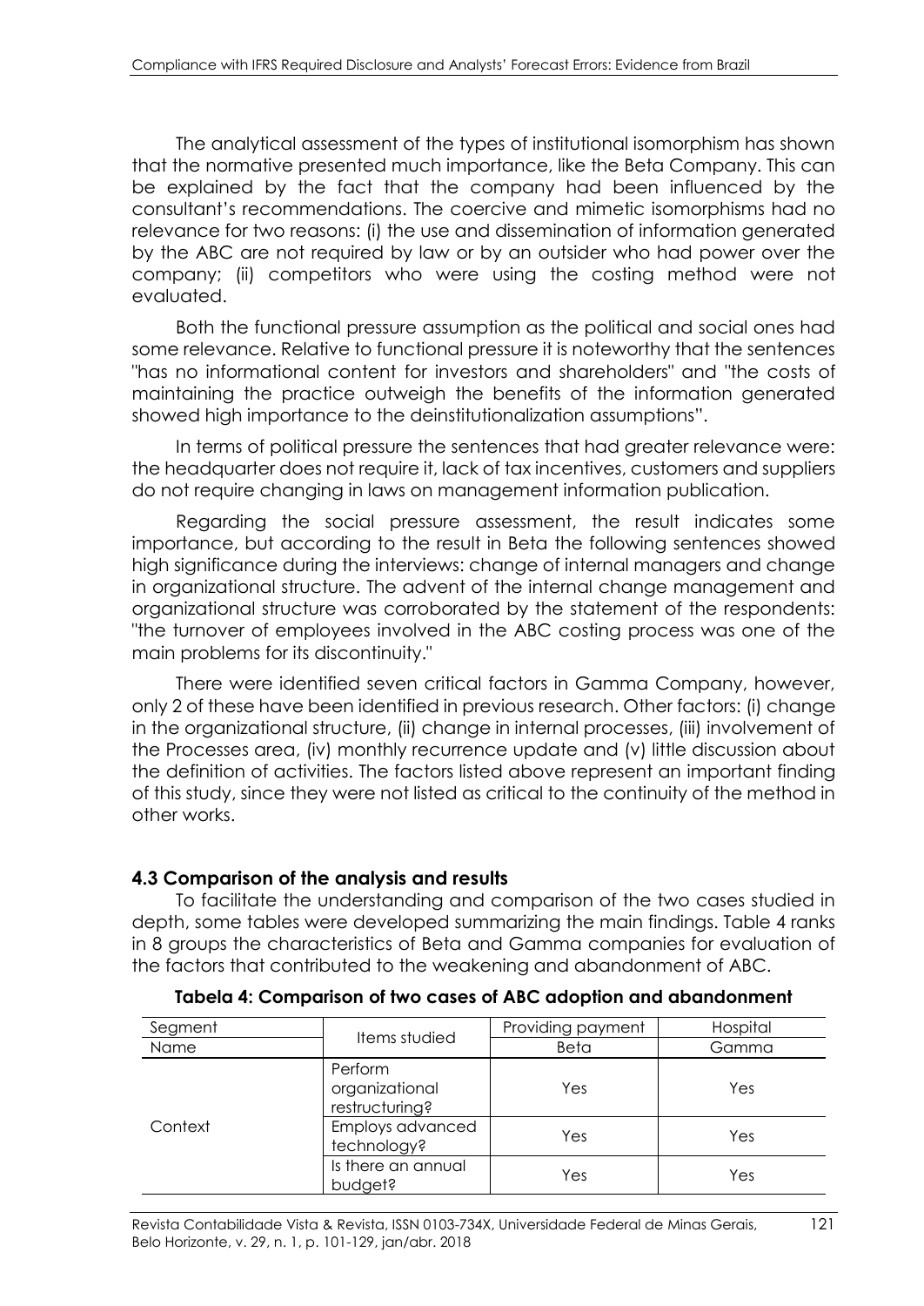The analytical assessment of the types of institutional isomorphism has shown that the normative presented much importance, like the Beta Company. This can be explained by the fact that the company had been influenced by the consultant's recommendations. The coercive and mimetic isomorphisms had no relevance for two reasons: (i) the use and dissemination of information generated by the ABC are not required by law or by an outsider who had power over the company; (ii) competitors who were using the costing method were not evaluated.

Both the functional pressure assumption as the political and social ones had some relevance. Relative to functional pressure it is noteworthy that the sentences "has no informational content for investors and shareholders" and "the costs of maintaining the practice outweigh the benefits of the information generated showed high importance to the deinstitutionalization assumptions".

In terms of political pressure the sentences that had greater relevance were: the headquarter does not require it, lack of tax incentives, customers and suppliers do not require changing in laws on management information publication.

Regarding the social pressure assessment, the result indicates some importance, but according to the result in Beta the following sentences showed high significance during the interviews: change of internal managers and change in organizational structure. The advent of the internal change management and organizational structure was corroborated by the statement of the respondents: "the turnover of employees involved in the ABC costing process was one of the main problems for its discontinuity."

There were identified seven critical factors in Gamma Company, however, only 2 of these have been identified in previous research. Other factors: (i) change in the organizational structure, (ii) change in internal processes, (iii) involvement of the Processes area, (iv) monthly recurrence update and (v) little discussion about the definition of activities. The factors listed above represent an important finding of this study, since they were not listed as critical to the continuity of the method in other works.

### 4.3 Comparison of the analysis and results

To facilitate the understanding and comparison of the two cases studied in depth, some tables were developed summarizing the main findings. Table 4 ranks in 8 groups the characteristics of Beta and Gamma companies for evaluation of the factors that contributed to the weakening and abandonment of ABC.

**Tabela 4: Comparison of two cases of ABC adoption and abandonment**

| Segment | Items studied | Providing payment | Hospital |
|---|---|---|---|
| Name | | Beta | Gamma |
| Context | Perform organizational restructuring? | Yes | Yes |
| | Employs advanced technology? | Yes | Yes |
| | Is there an annual budget? | Yes | Yes |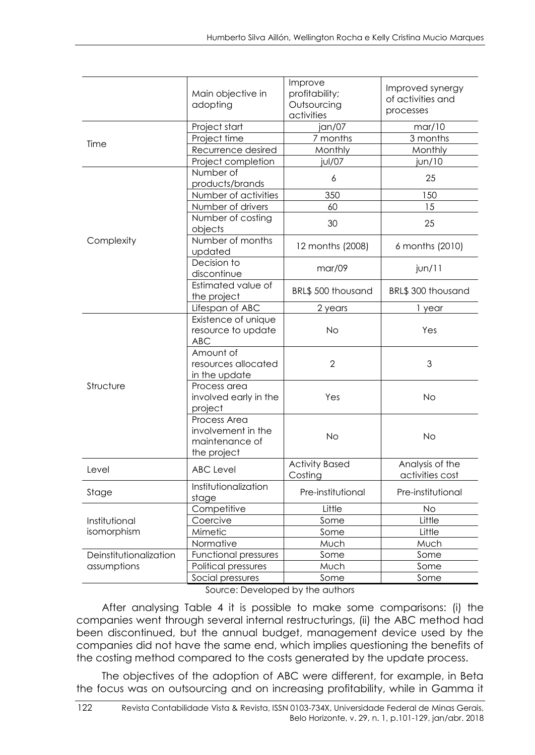| | Main objective in adopting | Improve profitability; Outsourcing activities | Improved synergy of activities and processes |
|---|---|---|---|
| Time | Project start | jan/07 | mar/10 |
| | Project time | 7 months | 3 months |
| | Recurrence desired | Monthly | Monthly |
| | Project completion | jul/07 | jun/10 |
| Complexity | Number of products/brands | 6 | 25 |
| | Number of activities | 350 | 150 |
| | Number of drivers | 60 | 15 |
| | Number of costing objects | 30 | 25 |
| | Number of months updated | 12 months (2008) | 6 months (2010) |
| | Decision to discontinue | mar/09 | jun/11 |
| | Estimated value of the project | BRL$ 500 thousand | BRL$ 300 thousand |
| | Lifespan of ABC | 2 years | 1 year |
| Structure | Existence of unique resource to update ABC | No | Yes |
| | Amount of resources allocated in the update | 2 | 3 |
| | Process area involved early in the project | Yes | No |
| | Process Area involvement in the maintenance of the project | No | No |
| Level | ABC Level | Activity Based Costing | Analysis of the activities cost |
| Stage | Institutionalization stage | Pre-institutional | Pre-institutional |
| Institutional isomorphism | Competitive | Little | No |
| | Coercive | Some | Little |
| | Mimetic | Some | Little |
| | Normative | Much | Much |
| Deinstitutionalization assumptions | Functional pressures | Some | Some |
| | Political pressures | Much | Some |
| | Social pressures | Some | Some |

Source: Developed by the authors

After analysing Table 4 it is possible to make some comparisons: (i) the companies went through several internal restructurings, (ii) the ABC method had been discontinued, but the annual budget, management device used by the companies did not have the same end, which implies questioning the benefits of the costing method compared to the costs generated by the update process.

The objectives of the adoption of ABC were different, for example, in Beta the focus was on outsourcing and on increasing profitability, while in Gamma it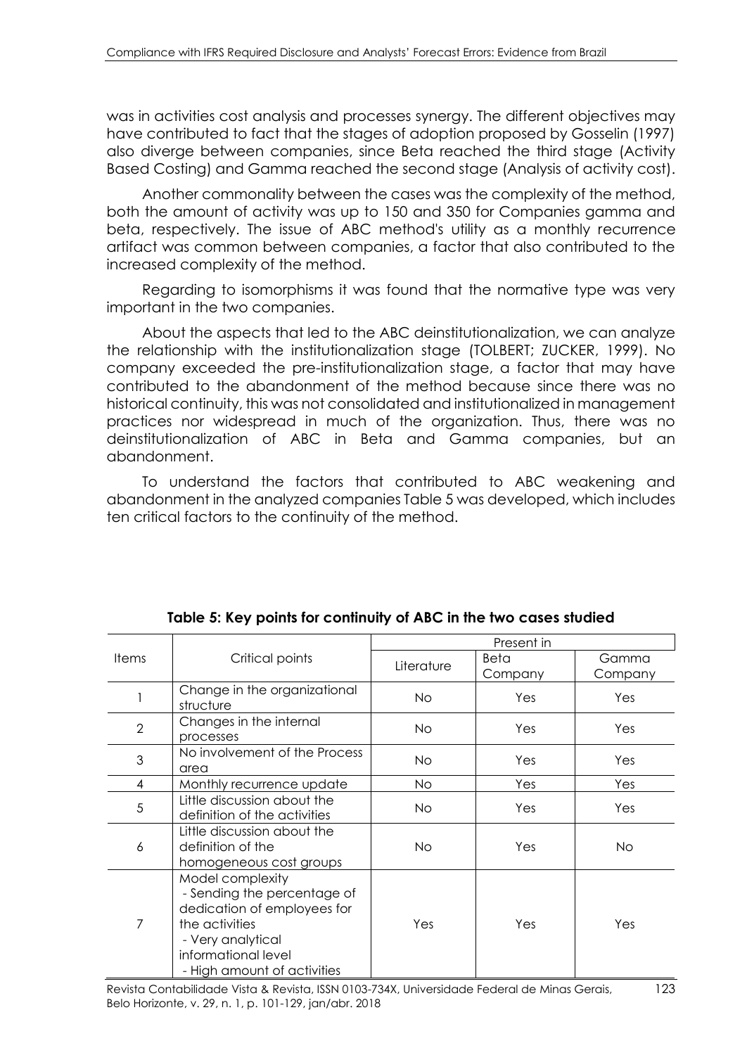was in activities cost analysis and processes synergy. The different objectives may have contributed to fact that the stages of adoption proposed by Gosselin (1997) also diverge between companies, since Beta reached the third stage (Activity Based Costing) and Gamma reached the second stage (Analysis of activity cost).

Another commonality between the cases was the complexity of the method, both the amount of activity was up to 150 and 350 for Companies gamma and beta, respectively. The issue of ABC method's utility as a monthly recurrence artifact was common between companies, a factor that also contributed to the increased complexity of the method.

Regarding to isomorphisms it was found that the normative type was very important in the two companies.

About the aspects that led to the ABC deinstitutionalization, we can analyze the relationship with the institutionalization stage (TOLBERT; ZUCKER, 1999). No company exceeded the pre-institutionalization stage, a factor that may have contributed to the abandonment of the method because since there was no historical continuity, this was not consolidated and institutionalized in management practices nor widespread in much of the organization. Thus, there was no deinstitutionalization of ABC in Beta and Gamma companies, but an abandonment.

To understand the factors that contributed to ABC weakening and abandonment in the analyzed companies Table 5 was developed, which includes ten critical factors to the continuity of the method.

**Table 5: Key points for continuity of ABC in the two cases studied**

| Items | Critical points | Present in | | |
|---|---|---|---|---|
| | | Literature | Beta Company | Gamma Company |
| 1 | Change in the organizational structure | No | Yes | Yes |
| 2 | Changes in the internal processes | No | Yes | Yes |
| 3 | No involvement of the Process area | No | Yes | Yes |
| 4 | Monthly recurrence update | No | Yes | Yes |
| 5 | Little discussion about the definition of the activities | No | Yes | Yes |
| 6 | Little discussion about the definition of the homogeneous cost groups | No | Yes | No |
| 7 | Model complexity<br>- Sending the percentage of dedication of employees for the activities<br>- Very analytical informational level<br>- High amount of activities | Yes | Yes | Yes |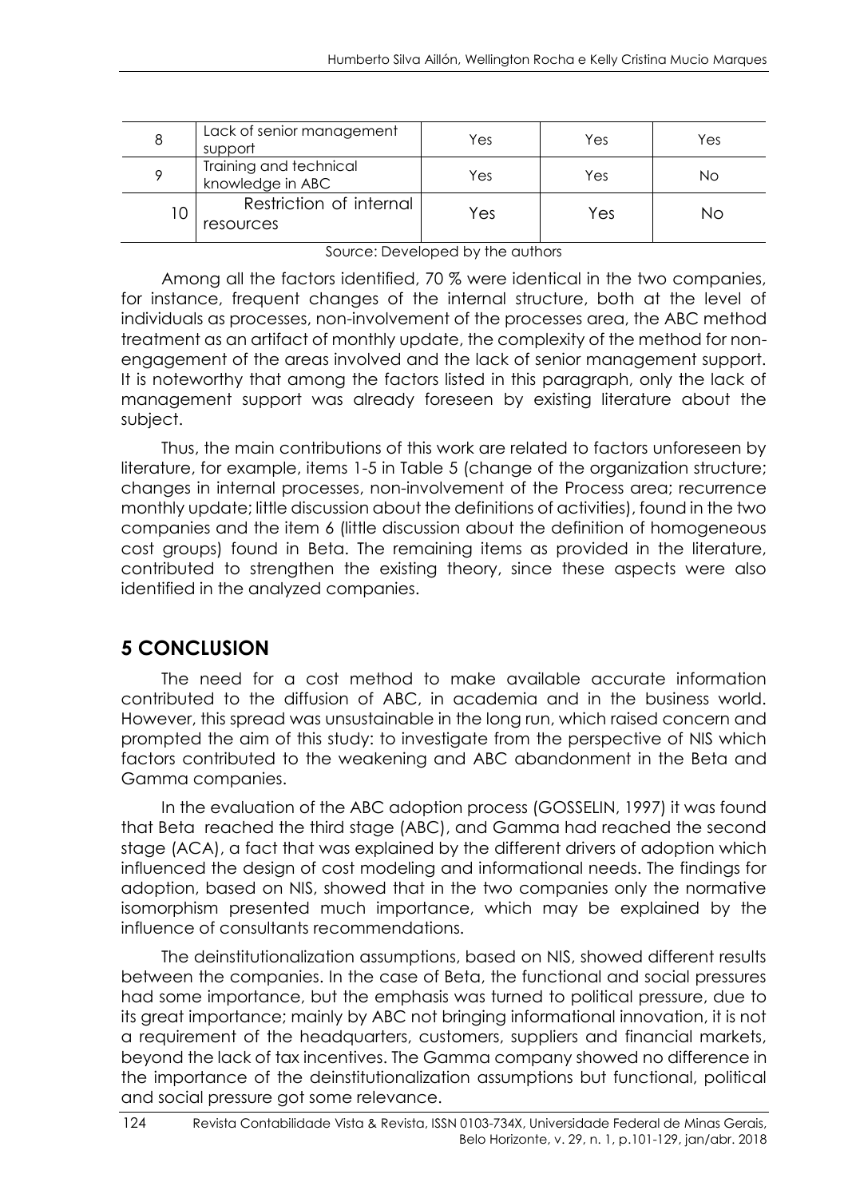| 8 | Lack of senior management support | Yes | Yes | Yes |
|---|---|---|---|---|
| 9 | Training and technical knowledge in ABC | Yes | Yes | No |
| 10 | Restriction of internal resources | Yes | Yes | No |

Source: Developed by the authors

Among all the factors identified, 70 % were identical in the two companies, for instance, frequent changes of the internal structure, both at the level of individuals as processes, non-involvement of the processes area, the ABC method treatment as an artifact of monthly update, the complexity of the method for non-engagement of the areas involved and the lack of senior management support. It is noteworthy that among the factors listed in this paragraph, only the lack of management support was already foreseen by existing literature about the subject.

Thus, the main contributions of this work are related to factors unforeseen by literature, for example, items 1-5 in Table 5 (change of the organization structure; changes in internal processes, non-involvement of the Process area; recurrence monthly update; little discussion about the definitions of activities), found in the two companies and the item 6 (little discussion about the definition of homogeneous cost groups) found in Beta. The remaining items as provided in the literature, contributed to strengthen the existing theory, since these aspects were also identified in the analyzed companies.

## 5 CONCLUSION

The need for a cost method to make available accurate information contributed to the diffusion of ABC, in academia and in the business world. However, this spread was unsustainable in the long run, which raised concern and prompted the aim of this study: to investigate from the perspective of NIS which factors contributed to the weakening and ABC abandonment in the Beta and Gamma companies.

In the evaluation of the ABC adoption process (GOSSELIN, 1997) it was found that Beta reached the third stage (ABC), and Gamma had reached the second stage (ACA), a fact that was explained by the different drivers of adoption which influenced the design of cost modeling and informational needs. The findings for adoption, based on NIS, showed that in the two companies only the normative isomorphism presented much importance, which may be explained by the influence of consultants recommendations.

The deinstitutionalization assumptions, based on NIS, showed different results between the companies. In the case of Beta, the functional and social pressures had some importance, but the emphasis was turned to political pressure, due to its great importance; mainly by ABC not bringing informational innovation, it is not a requirement of the headquarters, customers, suppliers and financial markets, beyond the lack of tax incentives. The Gamma company showed no difference in the importance of the deinstitutionalization assumptions but functional, political and social pressure got some relevance.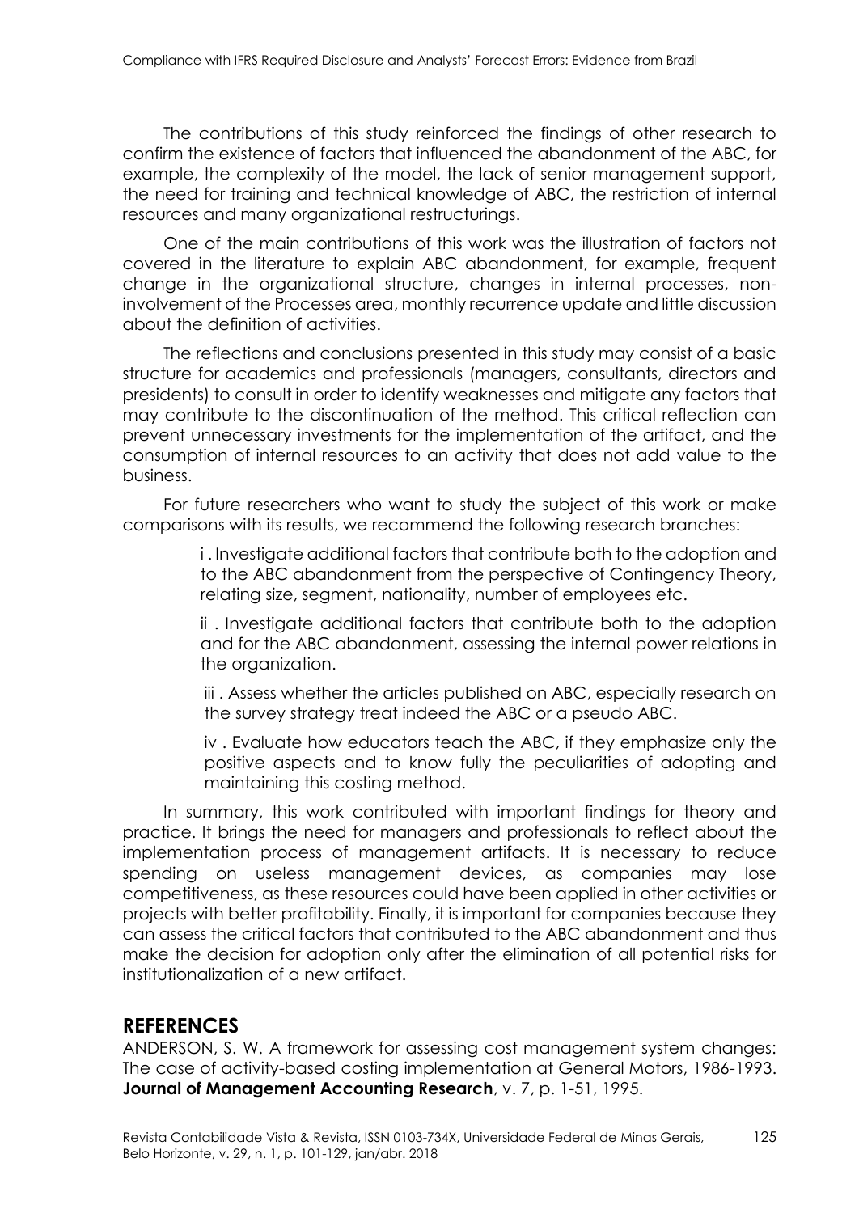The contributions of this study reinforced the findings of other research to confirm the existence of factors that influenced the abandonment of the ABC, for example, the complexity of the model, the lack of senior management support, the need for training and technical knowledge of ABC, the restriction of internal resources and many organizational restructurings.

One of the main contributions of this work was the illustration of factors not covered in the literature to explain ABC abandonment, for example, frequent change in the organizational structure, changes in internal processes, non-involvement of the Processes area, monthly recurrence update and little discussion about the definition of activities.

The reflections and conclusions presented in this study may consist of a basic structure for academics and professionals (managers, consultants, directors and presidents) to consult in order to identify weaknesses and mitigate any factors that may contribute to the discontinuation of the method. This critical reflection can prevent unnecessary investments for the implementation of the artifact, and the consumption of internal resources to an activity that does not add value to the business.

For future researchers who want to study the subject of this work or make comparisons with its results, we recommend the following research branches:

> i . Investigate additional factors that contribute both to the adoption and to the ABC abandonment from the perspective of Contingency Theory, relating size, segment, nationality, number of employees etc.
>
> ii . Investigate additional factors that contribute both to the adoption and for the ABC abandonment, assessing the internal power relations in the organization.
>
> iii . Assess whether the articles published on ABC, especially research on the survey strategy treat indeed the ABC or a pseudo ABC.
>
> iv . Evaluate how educators teach the ABC, if they emphasize only the positive aspects and to know fully the peculiarities of adopting and maintaining this costing method.

In summary, this work contributed with important findings for theory and practice. It brings the need for managers and professionals to reflect about the implementation process of management artifacts. It is necessary to reduce spending on useless management devices, as companies may lose competitiveness, as these resources could have been applied in other activities or projects with better profitability. Finally, it is important for companies because they can assess the critical factors that contributed to the ABC abandonment and thus make the decision for adoption only after the elimination of all potential risks for institutionalization of a new artifact.

## REFERENCES

ANDERSON, S. W. A framework for assessing cost management system changes: The case of activity-based costing implementation at General Motors, 1986-1993. **Journal of Management Accounting Research**, v. 7, p. 1-51, 1995.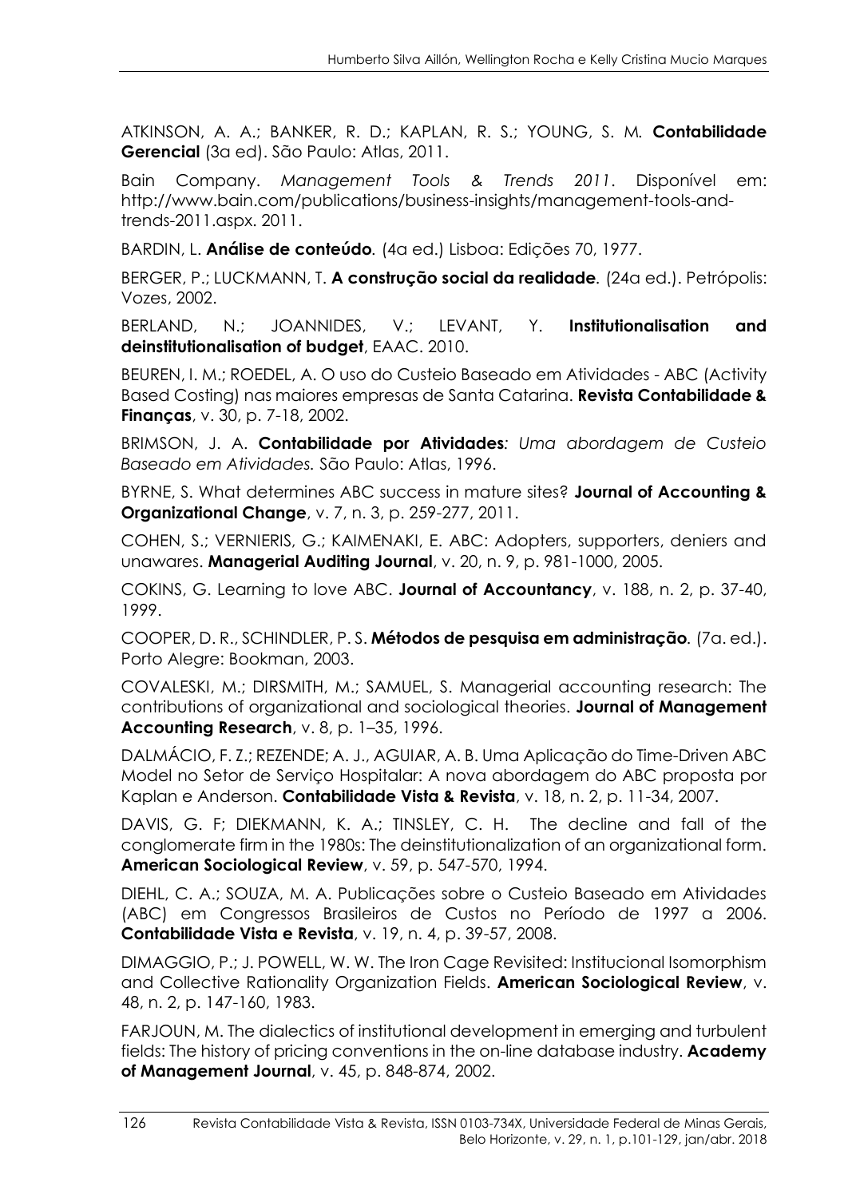ATKINSON, A. A.; BANKER, R. D.; KAPLAN, R. S.; YOUNG, S. M*.* **Contabilidade Gerencial** (3a ed). São Paulo: Atlas, 2011.

Bain Company. *Management Tools & Trends 2011*. Disponível em: http://www.bain.com/publications/business-insights/management-tools-and-trends-2011.aspx. 2011.

BARDIN, L. **Análise de conteúdo***.* (4a ed.) Lisboa: Edições 70, 1977.

BERGER, P.; LUCKMANN, T. **A construção social da realidade***.* (24a ed.). Petrópolis: Vozes, 2002.

BERLAND, N.; JOANNIDES, V.; LEVANT, Y. **Institutionalisation and deinstitutionalisation of budget**, EAAC. 2010.

BEUREN, I. M.; ROEDEL, A. O uso do Custeio Baseado em Atividades - ABC (Activity Based Costing) nas maiores empresas de Santa Catarina. **Revista Contabilidade & Finanças**, v. 30, p. 7-18, 2002.

BRIMSON, J. A. **Contabilidade por Atividades***: Uma abordagem de Custeio Baseado em Atividades.* São Paulo: Atlas, 1996.

BYRNE, S. What determines ABC success in mature sites? **Journal of Accounting & Organizational Change**, v. 7, n. 3, p. 259-277, 2011.

COHEN, S.; VERNIERIS, G.; KAIMENAKI, E. ABC: Adopters, supporters, deniers and unawares. **Managerial Auditing Journal**, v. 20, n. 9, p. 981-1000, 2005.

COKINS, G. Learning to love ABC. **Journal of Accountancy**, v. 188, n. 2, p. 37-40, 1999.

COOPER, D. R., SCHINDLER, P. S. **Métodos de pesquisa em administração***.* (7a. ed.). Porto Alegre: Bookman, 2003.

COVALESKI, M.; DIRSMITH, M.; SAMUEL, S. Managerial accounting research: The contributions of organizational and sociological theories. **Journal of Management Accounting Research**, v. 8, p. 1–35, 1996.

DALMÁCIO, F. Z.; REZENDE; A. J., AGUIAR, A. B. Uma Aplicação do Time-Driven ABC Model no Setor de Serviço Hospitalar: A nova abordagem do ABC proposta por Kaplan e Anderson. **Contabilidade Vista & Revista**, v. 18, n. 2, p. 11-34, 2007.

DAVIS, G. F; DIEKMANN, K. A.; TINSLEY, C. H. The decline and fall of the conglomerate firm in the 1980s: The deinstitutionalization of an organizational form. **American Sociological Review**, v. 59, p. 547-570, 1994.

DIEHL, C. A.; SOUZA, M. A. Publicações sobre o Custeio Baseado em Atividades (ABC) em Congressos Brasileiros de Custos no Período de 1997 a 2006. **Contabilidade Vista e Revista**, v. 19, n. 4, p. 39-57, 2008.

DIMAGGIO, P.; J. POWELL, W. W. The Iron Cage Revisited: Institucional Isomorphism and Collective Rationality Organization Fields. **American Sociological Review**, v. 48, n. 2, p. 147-160, 1983.

FARJOUN, M. The dialectics of institutional development in emerging and turbulent fields: The history of pricing conventions in the on-line database industry. **Academy of Management Journal**, v. 45, p. 848-874, 2002.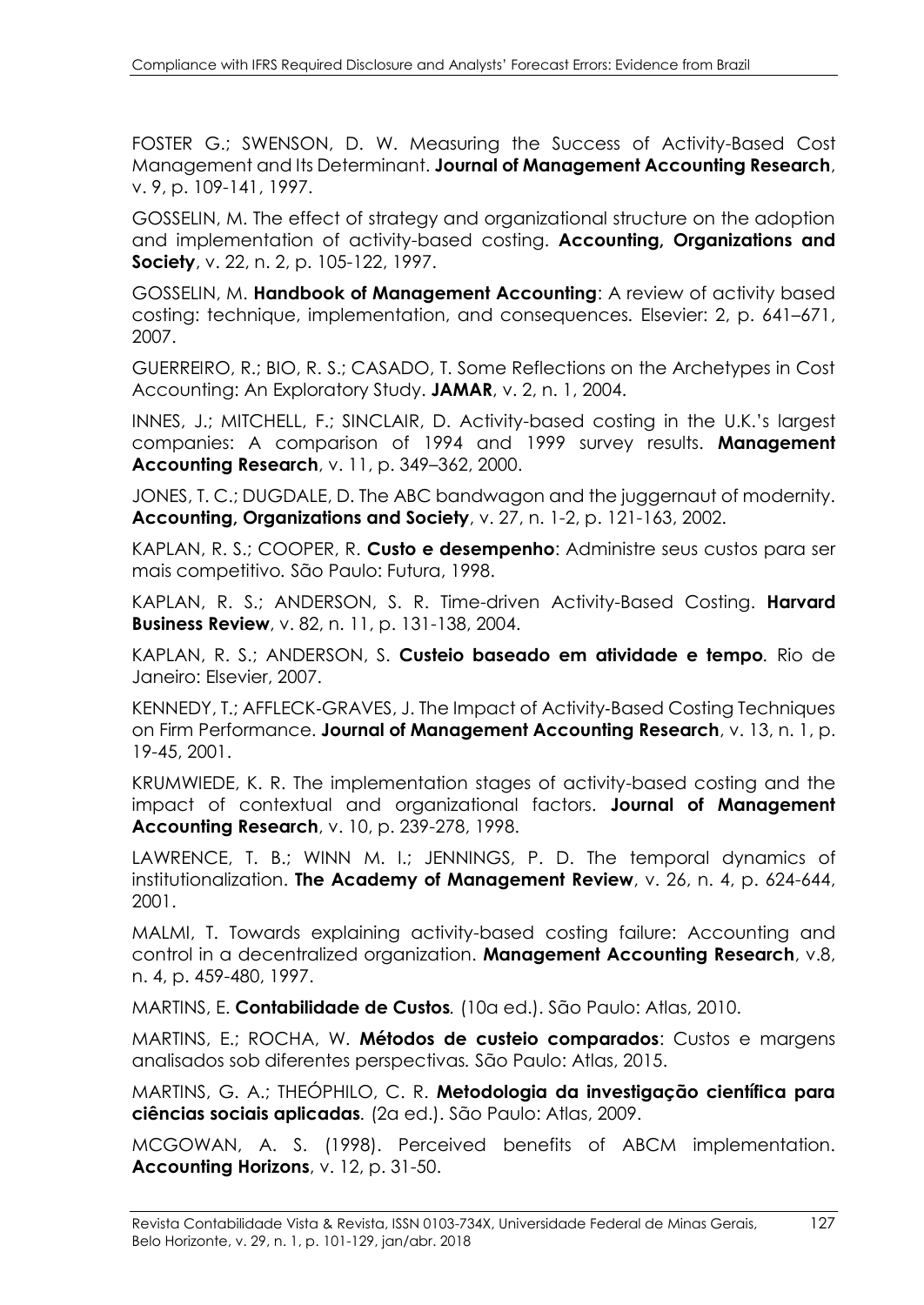FOSTER G.; SWENSON, D. W. Measuring the Success of Activity-Based Cost Management and Its Determinant. **Journal of Management Accounting Research**, v. 9, p. 109-141, 1997.

GOSSELIN, M. The effect of strategy and organizational structure on the adoption and implementation of activity-based costing. **Accounting, Organizations and Society**, v. 22, n. 2, p. 105-122, 1997.

GOSSELIN, M. **Handbook of Management Accounting**: A review of activity based costing: technique, implementation, and consequences. Elsevier: 2, p. 641–671, 2007.

GUERREIRO, R.; BIO, R. S.; CASADO, T. Some Reflections on the Archetypes in Cost Accounting: An Exploratory Study. **JAMAR**, v. 2, n. 1, 2004.

INNES, J.; MITCHELL, F.; SINCLAIR, D. Activity-based costing in the U.K.'s largest companies: A comparison of 1994 and 1999 survey results. **Management Accounting Research**, v. 11, p. 349–362, 2000.

JONES, T. C.; DUGDALE, D. The ABC bandwagon and the juggernaut of modernity. **Accounting, Organizations and Society**, v. 27, n. 1-2, p. 121-163, 2002.

KAPLAN, R. S.; COOPER, R. **Custo e desempenho**: Administre seus custos para ser mais competitivo. São Paulo: Futura, 1998.

KAPLAN, R. S.; ANDERSON, S. R. Time-driven Activity-Based Costing. **Harvard Business Review**, v. 82, n. 11, p. 131-138, 2004.

KAPLAN, R. S.; ANDERSON, S. **Custeio baseado em atividade e tempo**. Rio de Janeiro: Elsevier, 2007.

KENNEDY, T.; AFFLECK-GRAVES, J. The Impact of Activity-Based Costing Techniques on Firm Performance. **Journal of Management Accounting Research**, v. 13, n. 1, p. 19-45, 2001.

KRUMWIEDE, K. R. The implementation stages of activity-based costing and the impact of contextual and organizational factors. **Journal of Management Accounting Research**, v. 10, p. 239-278, 1998.

LAWRENCE, T. B.; WINN M. I.; JENNINGS, P. D. The temporal dynamics of institutionalization. **The Academy of Management Review**, v. 26, n. 4, p. 624-644, 2001.

MALMI, T. Towards explaining activity-based costing failure: Accounting and control in a decentralized organization. **Management Accounting Research**, v.8, n. 4, p. 459-480, 1997.

MARTINS, E. **Contabilidade de Custos**. (10a ed.). São Paulo: Atlas, 2010.

MARTINS, E.; ROCHA, W. **Métodos de custeio comparados**: Custos e margens analisados sob diferentes perspectivas. São Paulo: Atlas, 2015.

MARTINS, G. A.; THEÓPHILO, C. R. **Metodologia da investigação científica para ciências sociais aplicadas**. (2a ed.). São Paulo: Atlas, 2009.

MCGOWAN, A. S. (1998). Perceived benefits of ABCM implementation. **Accounting Horizons**, v. 12, p. 31-50.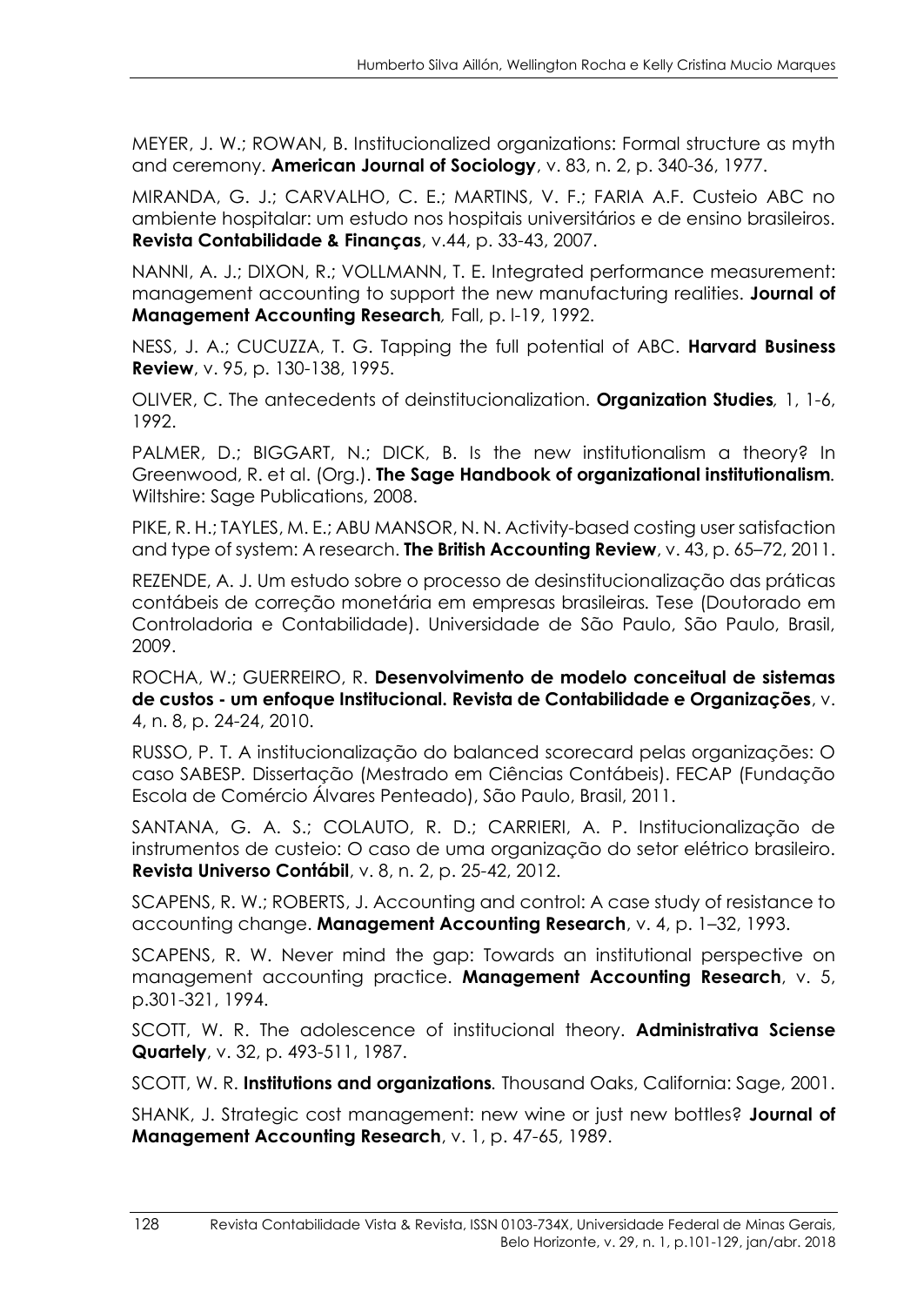MEYER, J. W.; ROWAN, B. Institucionalized organizations: Formal structure as myth and ceremony. **American Journal of Sociology**, v. 83, n. 2, p. 340-36, 1977.

MIRANDA, G. J.; CARVALHO, C. E.; MARTINS, V. F.; FARIA A.F. Custeio ABC no ambiente hospitalar: um estudo nos hospitais universitários e de ensino brasileiros. **Revista Contabilidade & Finanças**, v.44, p. 33-43, 2007.

NANNI, A. J.; DIXON, R.; VOLLMANN, T. E. Integrated performance measurement: management accounting to support the new manufacturing realities. **Journal of Management Accounting Research***,* Fall, p. l-19, 1992.

NESS, J. A.; CUCUZZA, T. G. Tapping the full potential of ABC. **Harvard Business Review**, v. 95, p. 130-138, 1995.

OLIVER, C. The antecedents of deinstitucionalization. **Organization Studies***,* 1, 1-6, 1992.

PALMER, D.; BIGGART, N.; DICK, B. Is the new institutionalism a theory? In Greenwood, R. et al. (Org.). **The Sage Handbook of organizational institutionalism***.* Wiltshire: Sage Publications, 2008.

PIKE, R. H.; TAYLES, M. E.; ABU MANSOR, N. N. Activity-based costing user satisfaction and type of system: A research. **The British Accounting Review**, v. 43, p. 65–72, 2011.

REZENDE, A. J. Um estudo sobre o processo de desinstitucionalização das práticas contábeis de correção monetária em empresas brasileiras*.* Tese (Doutorado em Controladoria e Contabilidade). Universidade de São Paulo, São Paulo, Brasil, 2009.

ROCHA, W.; GUERREIRO, R. **Desenvolvimento de modelo conceitual de sistemas de custos - um enfoque Institucional. Revista de Contabilidade e Organizações**, v. 4, n. 8, p. 24-24, 2010.

RUSSO, P. T. A institucionalização do balanced scorecard pelas organizações: O caso SABESP*.* Dissertação (Mestrado em Ciências Contábeis). FECAP (Fundação Escola de Comércio Álvares Penteado), São Paulo, Brasil, 2011.

SANTANA, G. A. S.; COLAUTO, R. D.; CARRIERI, A. P. Institucionalização de instrumentos de custeio: O caso de uma organização do setor elétrico brasileiro. **Revista Universo Contábil**, v. 8, n. 2, p. 25-42, 2012.

SCAPENS, R. W.; ROBERTS, J. Accounting and control: A case study of resistance to accounting change. **Management Accounting Research**, v. 4, p. 1–32, 1993.

SCAPENS, R. W. Never mind the gap: Towards an institutional perspective on management accounting practice. **Management Accounting Research**, v. 5, p.301-321, 1994.

SCOTT, W. R. The adolescence of institucional theory. **Administrativa Sciense Quartely**, v. 32, p. 493-511, 1987.

SCOTT, W. R. **Institutions and organizations***.* Thousand Oaks, California: Sage, 2001.

SHANK, J. Strategic cost management: new wine or just new bottles? **Journal of Management Accounting Research**, v. 1, p. 47-65, 1989.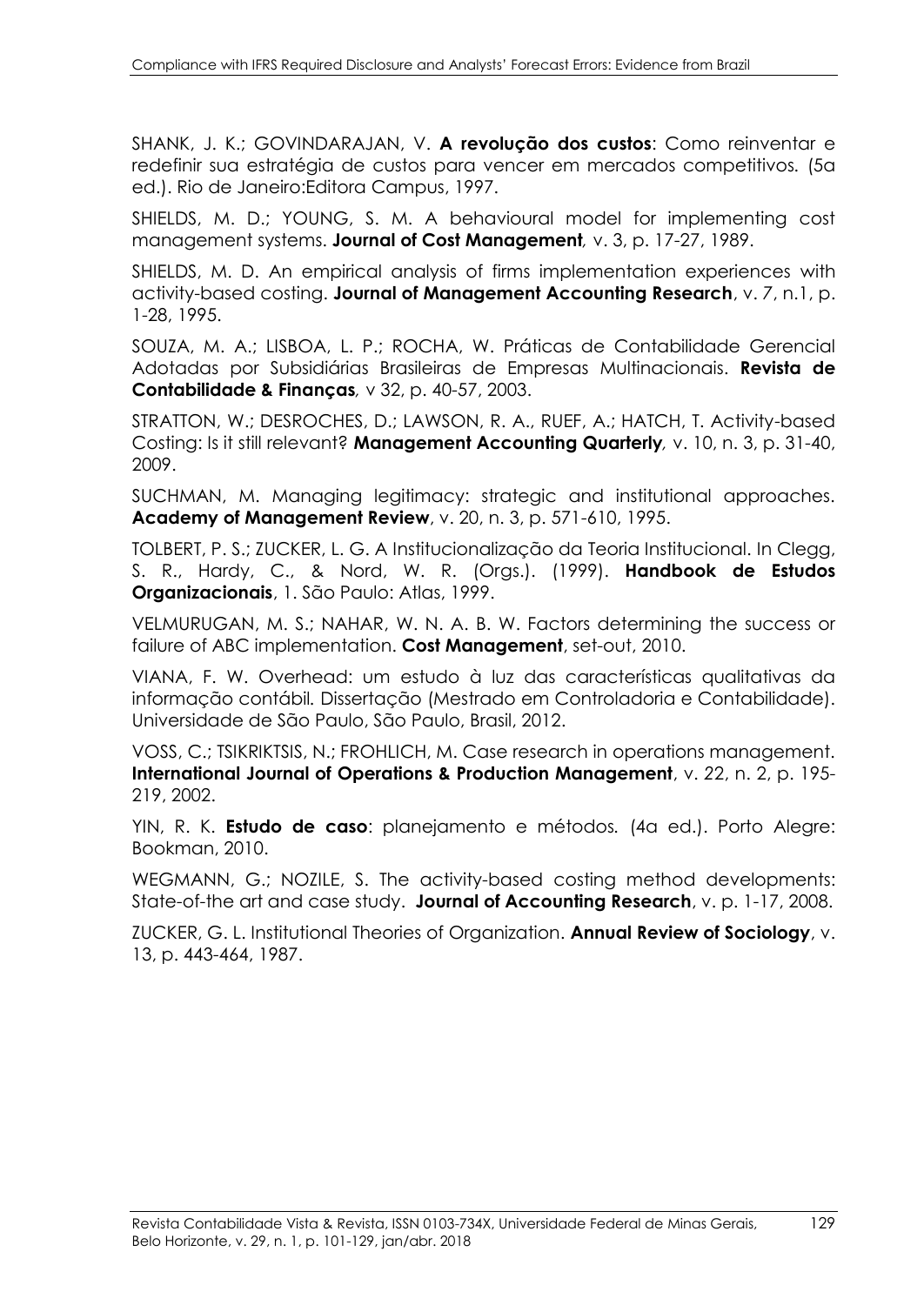SHANK, J. K.; GOVINDARAJAN, V. **A revolução dos custos**: Como reinventar e redefinir sua estratégia de custos para vencer em mercados competitivos. (5a ed.). Rio de Janeiro:Editora Campus, 1997.

SHIELDS, M. D.; YOUNG, S. M. A behavioural model for implementing cost management systems. **Journal of Cost Management**, v. 3, p. 17-27, 1989.

SHIELDS, M. D. An empirical analysis of firms implementation experiences with activity-based costing. **Journal of Management Accounting Research**, v. 7, n.1, p. 1-28, 1995.

SOUZA, M. A.; LISBOA, L. P.; ROCHA, W. Práticas de Contabilidade Gerencial Adotadas por Subsidiárias Brasileiras de Empresas Multinacionais. **Revista de Contabilidade & Finanças**, v 32, p. 40-57, 2003.

STRATTON, W.; DESROCHES, D.; LAWSON, R. A., RUEF, A.; HATCH, T. Activity-based Costing: Is it still relevant? **Management Accounting Quarterly**, v. 10, n. 3, p. 31-40, 2009.

SUCHMAN, M. Managing legitimacy: strategic and institutional approaches. **Academy of Management Review**, v. 20, n. 3, p. 571-610, 1995.

TOLBERT, P. S.; ZUCKER, L. G. A Institucionalização da Teoria Institucional. In Clegg, S. R., Hardy, C., & Nord, W. R. (Orgs.). (1999). **Handbook de Estudos Organizacionais**, 1. São Paulo: Atlas, 1999.

VELMURUGAN, M. S.; NAHAR, W. N. A. B. W. Factors determining the success or failure of ABC implementation. **Cost Management**, set-out, 2010.

VIANA, F. W. Overhead: um estudo à luz das características qualitativas da informação contábil. Dissertação (Mestrado em Controladoria e Contabilidade). Universidade de São Paulo, São Paulo, Brasil, 2012.

VOSS, C.; TSIKRIKTSIS, N.; FROHLICH, M. Case research in operations management. **International Journal of Operations & Production Management**, v. 22, n. 2, p. 195-219, 2002.

YIN, R. K. **Estudo de caso**: planejamento e métodos. (4a ed.). Porto Alegre: Bookman, 2010.

WEGMANN, G.; NOZILE, S. The activity-based costing method developments: State-of-the art and case study. **Journal of Accounting Research**, v. p. 1-17, 2008.

ZUCKER, G. L. Institutional Theories of Organization. **Annual Review of Sociology**, v. 13, p. 443-464, 1987.